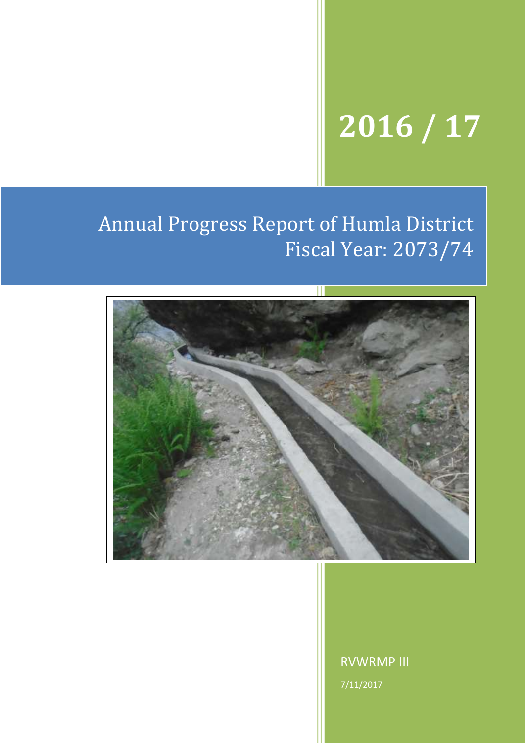# 2016 / 17

# Annual Progress Report of Humla District
# Fiscal Year: 2073/74

RVWRMP III

7/11/2017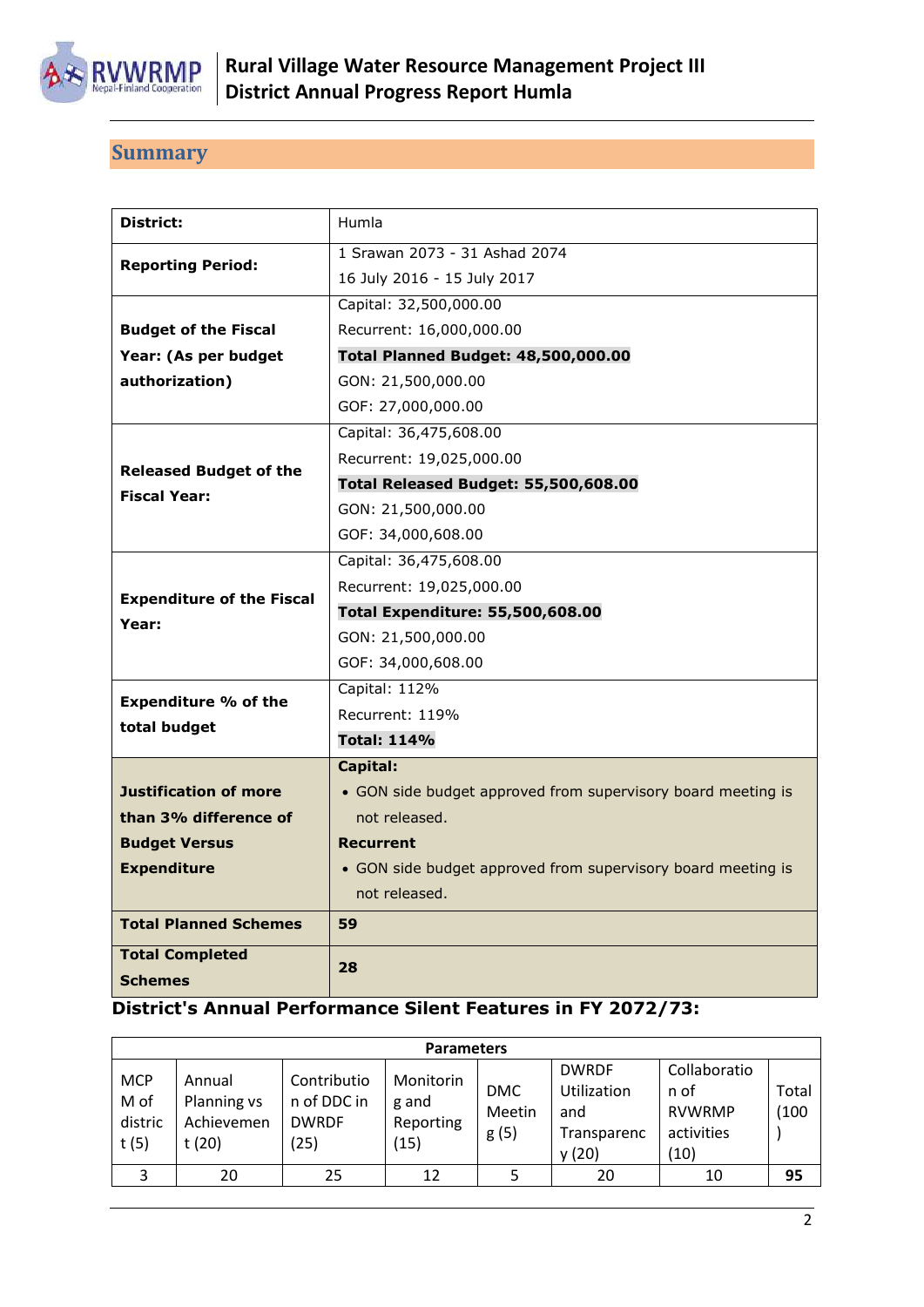## Summary

| District: | Humla |
|---|---|
| Reporting Period: | 1 Srawan 2073 - 31 Ashad 2074<br>16 July 2016 - 15 July 2017 |
| Budget of the Fiscal Year: (As per budget authorization) | Capital: 32,500,000.00<br>Recurrent: 16,000,000.00<br>**Total Planned Budget: 48,500,000.00**<br>GON: 21,500,000.00<br>GOF: 27,000,000.00 |
| Released Budget of the Fiscal Year: | Capital: 36,475,608.00<br>Recurrent: 19,025,000.00<br>**Total Released Budget: 55,500,608.00**<br>GON: 21,500,000.00<br>GOF: 34,000,608.00 |
| Expenditure of the Fiscal Year: | Capital: 36,475,608.00<br>Recurrent: 19,025,000.00<br>**Total Expenditure: 55,500,608.00**<br>GON: 21,500,000.00<br>GOF: 34,000,608.00 |
| Expenditure % of the total budget | Capital: 112%<br>Recurrent: 119%<br>**Total: 114%** |
| Justification of more than 3% difference of Budget Versus Expenditure | **Capital:**<br>• GON side budget approved from supervisory board meeting is not released.<br>**Recurrent**<br>• GON side budget approved from supervisory board meeting is not released. |
| Total Planned Schemes | 59 |
| Total Completed Schemes | 28 |

**District's Annual Performance Silent Features in FY 2072/73:**

| Parameters | | | | | | | |
|---|---|---|---|---|---|---|---|
| MCPM of district (5) | Annual Planning vs Achievement (20) | Contribution of DDC in DWRDF (25) | Monitoring and Reporting (15) | DMC Meeting (5) | DWRDF Utilization and Transparency (20) | Collaboration of RVWRMP activities (10) | Total (100) |
| 3 | 20 | 25 | 12 | 5 | 20 | 10 | **95** |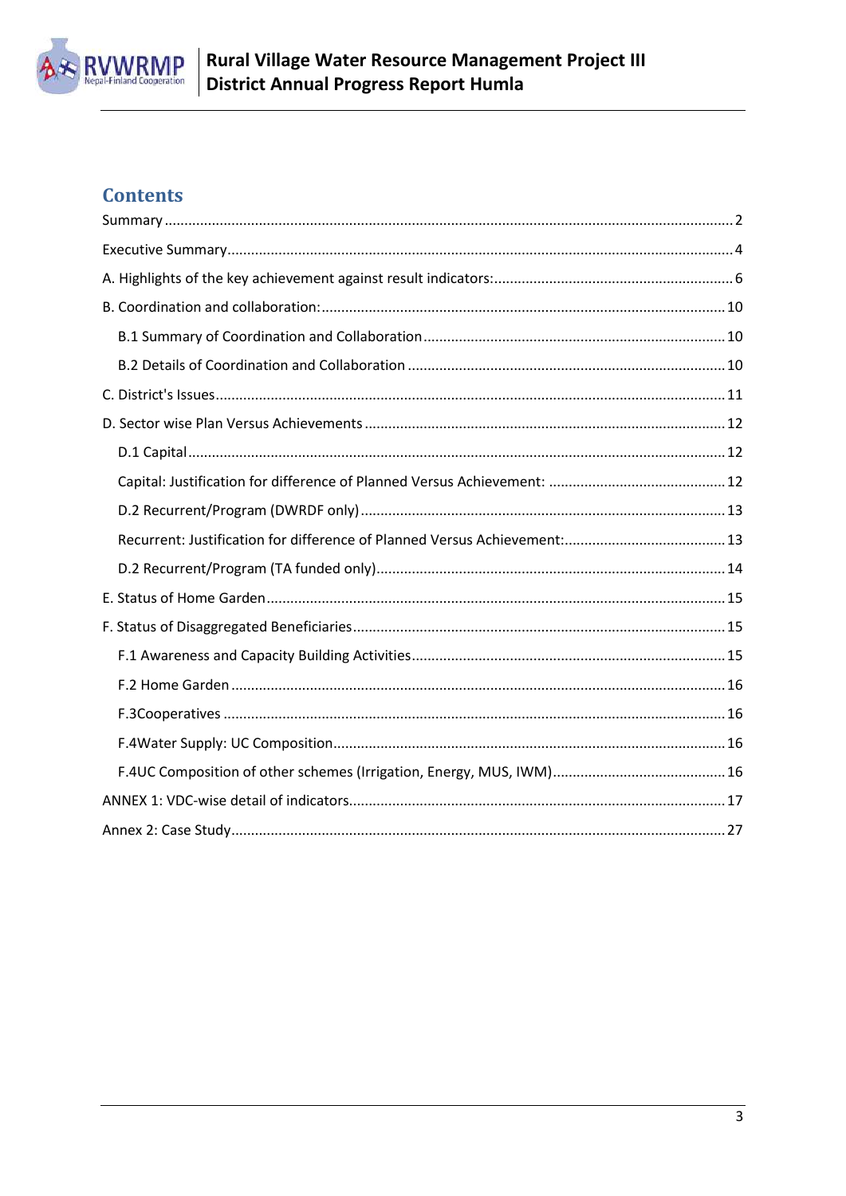# Contents

Summary ........................................................................................................................................ 2

Executive Summary............................................................................................................................ 4

A. Highlights of the key achievement against result indicators:............................................................ 6

B. Coordination and collaboration:...................................................................................................... 10

B.1 Summary of Coordination and Collaboration ........................................................................... 10

B.2 Details of Coordination and Collaboration ............................................................................... 10

C. District's Issues................................................................................................................................ 11

D. Sector wise Plan Versus Achievements ........................................................................................... 12

D.1 Capital ....................................................................................................................................... 12

Capital: Justification for difference of Planned Versus Achievement: ............................................ 12

D.2 Recurrent/Program (DWRDF only) ........................................................................................... 13

Recurrent: Justification for difference of Planned Versus Achievement:......................................... 13

D.2 Recurrent/Program (TA funded only)........................................................................................ 14

E. Status of Home Garden ................................................................................................................... 15

F. Status of Disaggregated Beneficiaries ............................................................................................. 15

F.1 Awareness and Capacity Building Activities............................................................................... 15

F.2 Home Garden ............................................................................................................................ 16

F.3Cooperatives .............................................................................................................................. 16

F.4Water Supply: UC Composition................................................................................................... 16

F.4UC Composition of other schemes (Irrigation, Energy, MUS, IWM)........................................... 16

ANNEX 1: VDC-wise detail of indicators............................................................................................... 17

Annex 2: Case Study............................................................................................................................ 27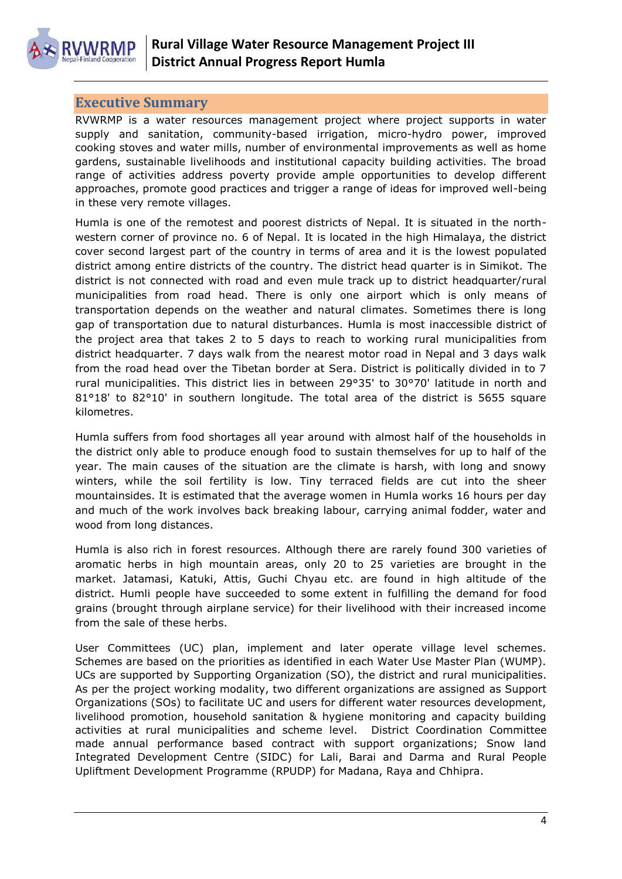## Executive Summary

RVWRMP is a water resources management project where project supports in water supply and sanitation, community-based irrigation, micro-hydro power, improved cooking stoves and water mills, number of environmental improvements as well as home gardens, sustainable livelihoods and institutional capacity building activities. The broad range of activities address poverty provide ample opportunities to develop different approaches, promote good practices and trigger a range of ideas for improved well-being in these very remote villages.

Humla is one of the remotest and poorest districts of Nepal. It is situated in the north-western corner of province no. 6 of Nepal. It is located in the high Himalaya, the district cover second largest part of the country in terms of area and it is the lowest populated district among entire districts of the country. The district head quarter is in Simikot. The district is not connected with road and even mule track up to district headquarter/rural municipalities from road head. There is only one airport which is only means of transportation depends on the weather and natural climates. Sometimes there is long gap of transportation due to natural disturbances. Humla is most inaccessible district of the project area that takes 2 to 5 days to reach to working rural municipalities from district headquarter. 7 days walk from the nearest motor road in Nepal and 3 days walk from the road head over the Tibetan border at Sera. District is politically divided in to 7 rural municipalities. This district lies in between 29°35' to 30°70' latitude in north and 81°18' to 82°10' in southern longitude. The total area of the district is 5655 square kilometres.

Humla suffers from food shortages all year around with almost half of the households in the district only able to produce enough food to sustain themselves for up to half of the year. The main causes of the situation are the climate is harsh, with long and snowy winters, while the soil fertility is low. Tiny terraced fields are cut into the sheer mountainsides. It is estimated that the average women in Humla works 16 hours per day and much of the work involves back breaking labour, carrying animal fodder, water and wood from long distances.

Humla is also rich in forest resources. Although there are rarely found 300 varieties of aromatic herbs in high mountain areas, only 20 to 25 varieties are brought in the market. Jatamasi, Katuki, Attis, Guchi Chyau etc. are found in high altitude of the district. Humli people have succeeded to some extent in fulfilling the demand for food grains (brought through airplane service) for their livelihood with their increased income from the sale of these herbs.

User Committees (UC) plan, implement and later operate village level schemes. Schemes are based on the priorities as identified in each Water Use Master Plan (WUMP). UCs are supported by Supporting Organization (SO), the district and rural municipalities. As per the project working modality, two different organizations are assigned as Support Organizations (SOs) to facilitate UC and users for different water resources development, livelihood promotion, household sanitation & hygiene monitoring and capacity building activities at rural municipalities and scheme level. District Coordination Committee made annual performance based contract with support organizations; Snow land Integrated Development Centre (SIDC) for Lali, Barai and Darma and Rural People Upliftment Development Programme (RPUDP) for Madana, Raya and Chhipra.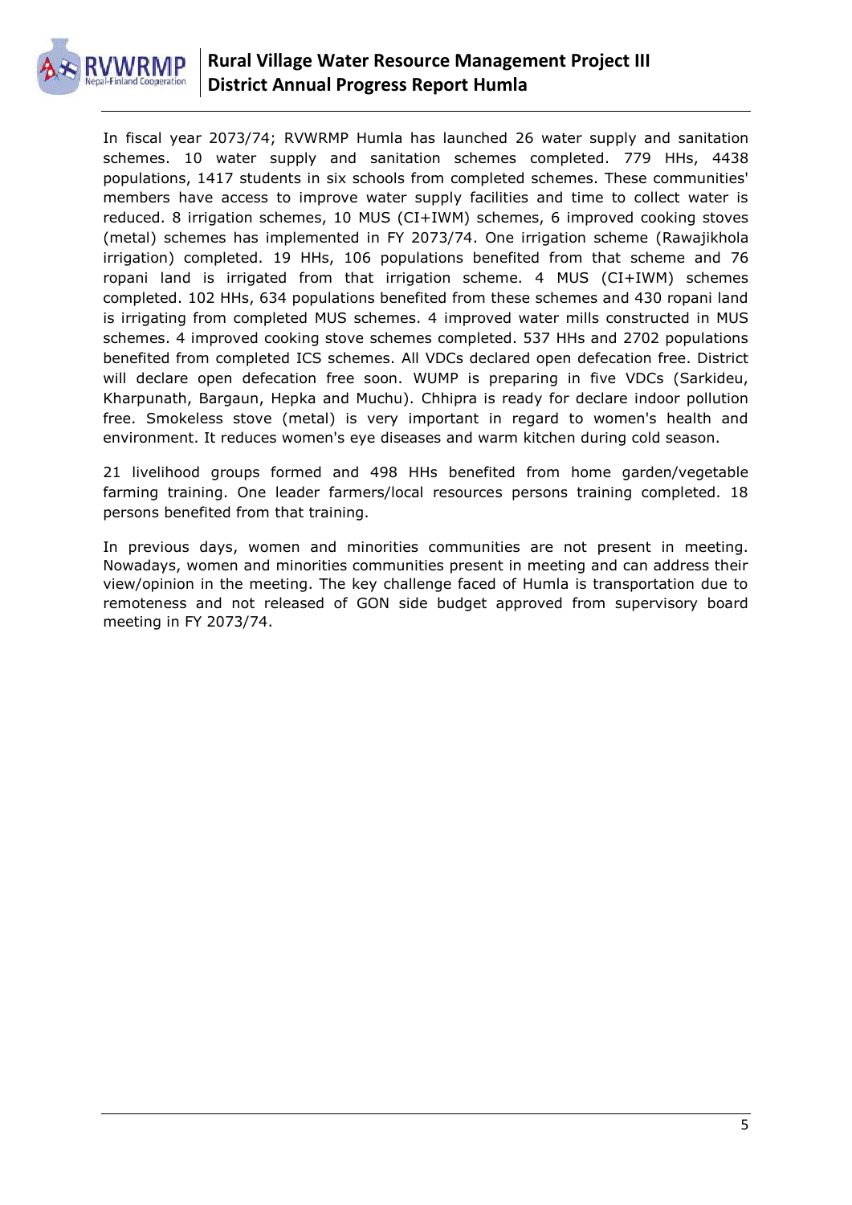In fiscal year 2073/74; RVWRMP Humla has launched 26 water supply and sanitation schemes. 10 water supply and sanitation schemes completed. 779 HHs, 4438 populations, 1417 students in six schools from completed schemes. These communities' members have access to improve water supply facilities and time to collect water is reduced. 8 irrigation schemes, 10 MUS (CI+IWM) schemes, 6 improved cooking stoves (metal) schemes has implemented in FY 2073/74. One irrigation scheme (Rawajikhola irrigation) completed. 19 HHs, 106 populations benefited from that scheme and 76 ropani land is irrigated from that irrigation scheme. 4 MUS (CI+IWM) schemes completed. 102 HHs, 634 populations benefited from these schemes and 430 ropani land is irrigating from completed MUS schemes. 4 improved water mills constructed in MUS schemes. 4 improved cooking stove schemes completed. 537 HHs and 2702 populations benefited from completed ICS schemes. All VDCs declared open defecation free. District will declare open defecation free soon. WUMP is preparing in five VDCs (Sarkideu, Kharpunath, Bargaun, Hepka and Muchu). Chhipra is ready for declare indoor pollution free. Smokeless stove (metal) is very important in regard to women's health and environment. It reduces women's eye diseases and warm kitchen during cold season.

21 livelihood groups formed and 498 HHs benefited from home garden/vegetable farming training. One leader farmers/local resources persons training completed. 18 persons benefited from that training.

In previous days, women and minorities communities are not present in meeting. Nowadays, women and minorities communities present in meeting and can address their view/opinion in the meeting. The key challenge faced of Humla is transportation due to remoteness and not released of GON side budget approved from supervisory board meeting in FY 2073/74.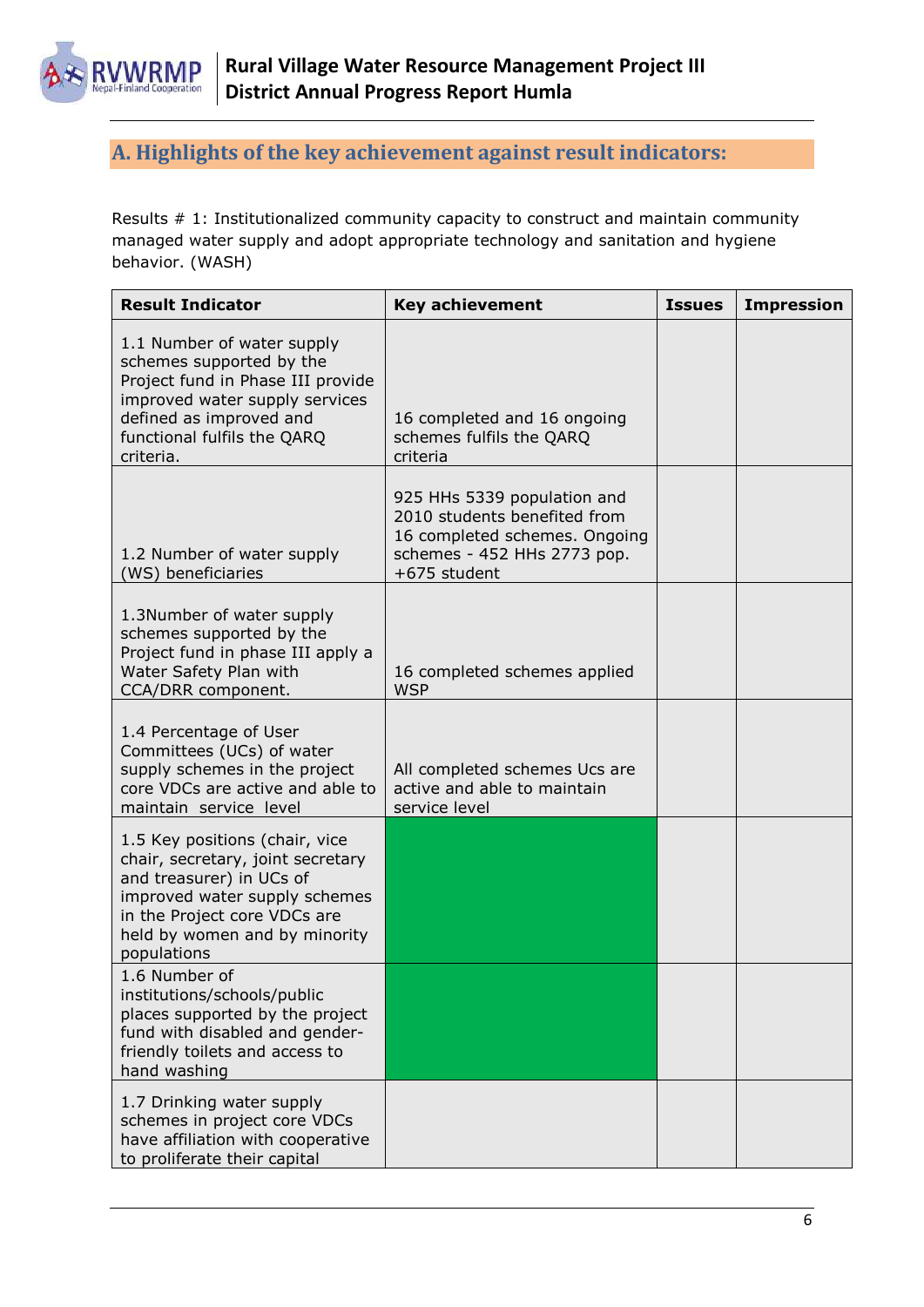## A. Highlights of the key achievement against result indicators:

Results # 1: Institutionalized community capacity to construct and maintain community managed water supply and adopt appropriate technology and sanitation and hygiene behavior. (WASH)

| Result Indicator | Key achievement | Issues | Impression |
|---|---|---|---|
| 1.1 Number of water supply schemes supported by the Project fund in Phase III provide improved water supply services defined as improved and functional fulfils the QARQ criteria. | 16 completed and 16 ongoing schemes fulfils the QARQ criteria | | |
| 1.2 Number of water supply (WS) beneficiaries | 925 HHs 5339 population and 2010 students benefited from 16 completed schemes. Ongoing schemes - 452 HHs 2773 pop. +675 student | | |
| 1.3Number of water supply schemes supported by the Project fund in phase III apply a Water Safety Plan with CCA/DRR component. | 16 completed schemes applied WSP | | |
| 1.4 Percentage of User Committees (UCs) of water supply schemes in the project core VDCs are active and able to maintain service level | All completed schemes Ucs are active and able to maintain service level | | |
| 1.5 Key positions (chair, vice chair, secretary, joint secretary and treasurer) in UCs of improved water supply schemes in the Project core VDCs are held by women and by minority populations | | | |
| 1.6 Number of institutions/schools/public places supported by the project fund with disabled and gender-friendly toilets and access to hand washing | | | |
| 1.7 Drinking water supply schemes in project core VDCs have affiliation with cooperative to proliferate their capital | | | |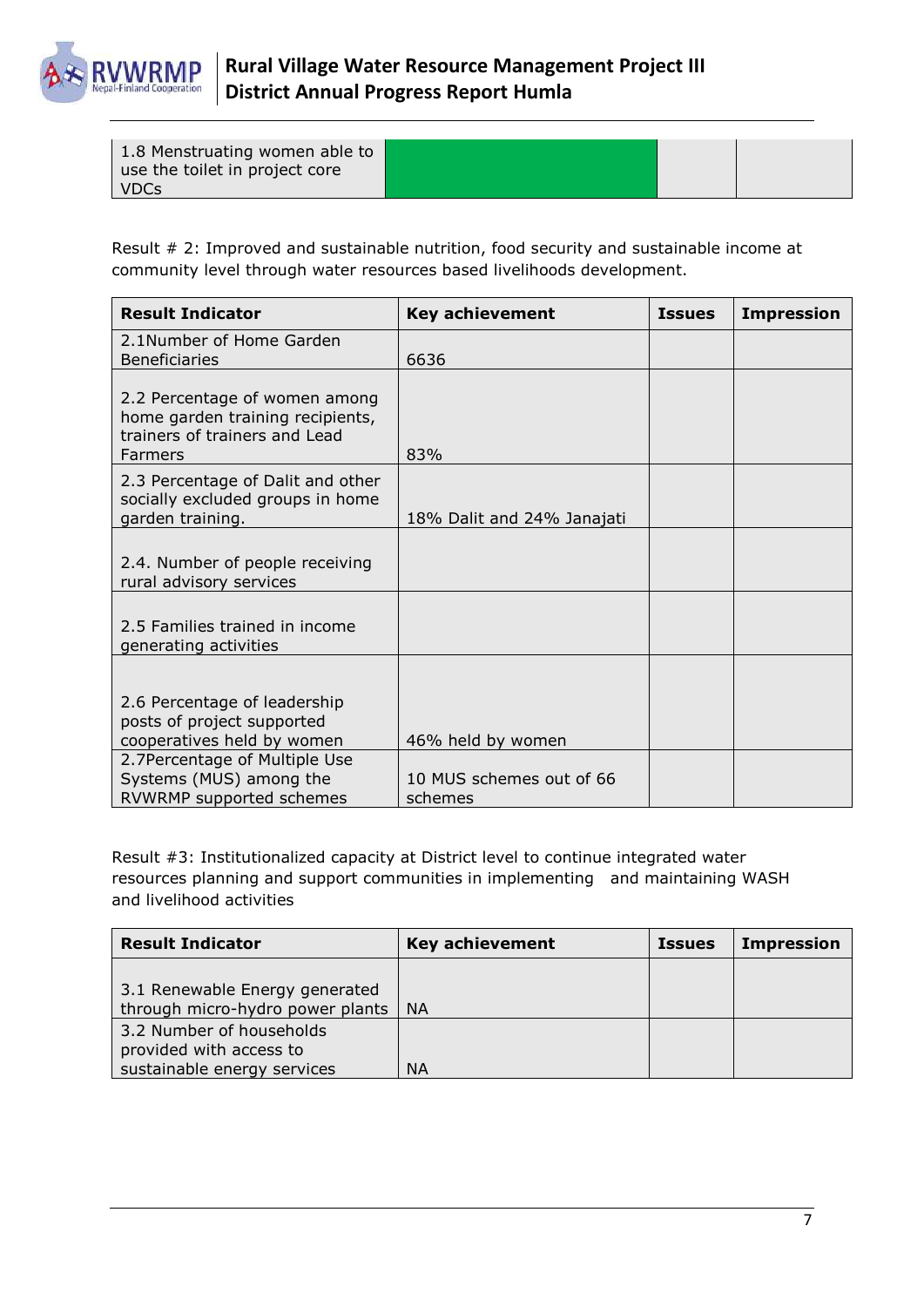| | | | |
|---|---|---|---|
| 1.8 Menstruating women able to use the toilet in project core VDCs | | | |

Result # 2: Improved and sustainable nutrition, food security and sustainable income at community level through water resources based livelihoods development.

| Result Indicator | Key achievement | Issues | Impression |
|---|---|---|---|
| 2.1Number of Home Garden Beneficiaries | 6636 | | |
| 2.2 Percentage of women among home garden training recipients, trainers of trainers and Lead Farmers | 83% | | |
| 2.3 Percentage of Dalit and other socially excluded groups in home garden training. | 18% Dalit and 24% Janajati | | |
| 2.4. Number of people receiving rural advisory services | | | |
| 2.5 Families trained in income generating activities | | | |
| 2.6 Percentage of leadership posts of project supported cooperatives held by women | 46% held by women | | |
| 2.7Percentage of Multiple Use Systems (MUS) among the RVWRMP supported schemes | 10 MUS schemes out of 66 schemes | | |

Result #3: Institutionalized capacity at District level to continue integrated water resources planning and support communities in implementing and maintaining WASH and livelihood activities

| Result Indicator | Key achievement | Issues | Impression |
|---|---|---|---|
| 3.1 Renewable Energy generated through micro-hydro power plants | NA | | |
| 3.2 Number of households provided with access to sustainable energy services | NA | | |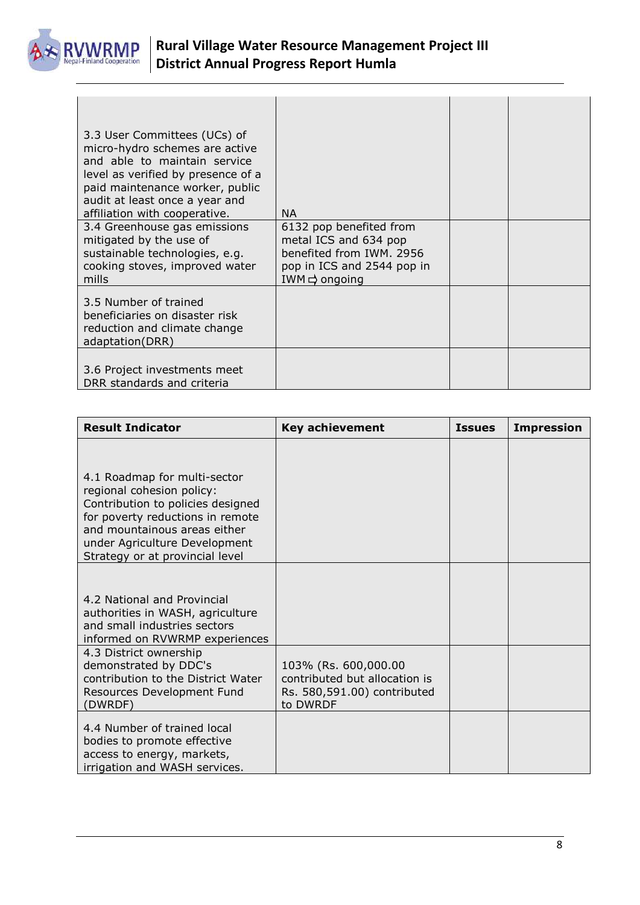| | | | |
|---|---|---|---|
| 3.3 User Committees (UCs) of micro-hydro schemes are active and able to maintain service level as verified by presence of a paid maintenance worker, public audit at least once a year and affiliation with cooperative. | NA | | |
| 3.4 Greenhouse gas emissions mitigated by the use of sustainable technologies, e.g. cooking stoves, improved water mills | 6132 pop benefited from metal ICS and 634 pop benefited from IWM. 2956 pop in ICS and 2544 pop in IWM ⇨ ongoing | | |
| 3.5 Number of trained beneficiaries on disaster risk reduction and climate change adaptation(DRR) | | | |
| 3.6 Project investments meet DRR standards and criteria | | | |

| Result Indicator | Key achievement | Issues | Impression |
|---|---|---|---|
| 4.1 Roadmap for multi-sector regional cohesion policy: Contribution to policies designed for poverty reductions in remote and mountainous areas either under Agriculture Development Strategy or at provincial level | | | |
| 4.2 National and Provincial authorities in WASH, agriculture and small industries sectors informed on RVWRMP experiences | | | |
| 4.3 District ownership demonstrated by DDC's contribution to the District Water Resources Development Fund (DWRDF) | 103% (Rs. 600,000.00 contributed but allocation is Rs. 580,591.00) contributed to DWRDF | | |
| 4.4 Number of trained local bodies to promote effective access to energy, markets, irrigation and WASH services. | | | |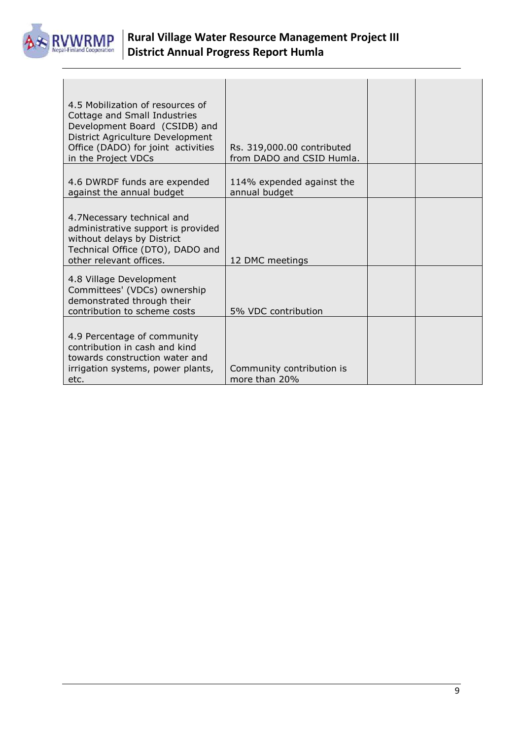| | | | |
|---|---|---|---|
| 4.5 Mobilization of resources of Cottage and Small Industries Development Board (CSIDB) and District Agriculture Development Office (DADO) for joint activities in the Project VDCs | Rs. 319,000.00 contributed from DADO and CSID Humla. | | |
| 4.6 DWRDF funds are expended against the annual budget | 114% expended against the annual budget | | |
| 4.7Necessary technical and administrative support is provided without delays by District Technical Office (DTO), DADO and other relevant offices. | 12 DMC meetings | | |
| 4.8 Village Development Committees' (VDCs) ownership demonstrated through their contribution to scheme costs | 5% VDC contribution | | |
| 4.9 Percentage of community contribution in cash and kind towards construction water and irrigation systems, power plants, etc. | Community contribution is more than 20% | | |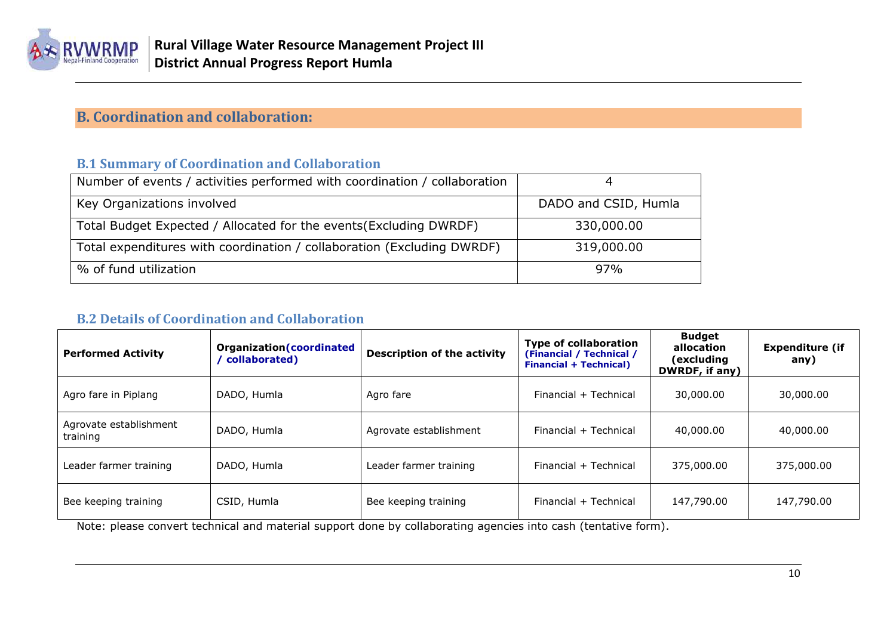## B. Coordination and collaboration:

### B.1 Summary of Coordination and Collaboration

| | |
|---|---|
| Number of events / activities performed with coordination / collaboration | 4 |
| Key Organizations involved | DADO and CSID, Humla |
| Total Budget Expected / Allocated for the events(Excluding DWRDF) | 330,000.00 |
| Total expenditures with coordination / collaboration (Excluding DWRDF) | 319,000.00 |
| % of fund utilization | 97% |

### B.2 Details of Coordination and Collaboration

| Performed Activity | Organization(coordinated / collaborated) | Description of the activity | Type of collaboration (Financial / Technical / Financial + Technical) | Budget allocation (excluding DWRDF, if any) | Expenditure (if any) |
|---|---|---|---|---|---|
| Agro fare in Piplang | DADO, Humla | Agro fare | Financial + Technical | 30,000.00 | 30,000.00 |
| Agrovate establishment training | DADO, Humla | Agrovate establishment | Financial + Technical | 40,000.00 | 40,000.00 |
| Leader farmer training | DADO, Humla | Leader farmer training | Financial + Technical | 375,000.00 | 375,000.00 |
| Bee keeping training | CSID, Humla | Bee keeping training | Financial + Technical | 147,790.00 | 147,790.00 |

Note: please convert technical and material support done by collaborating agencies into cash (tentative form).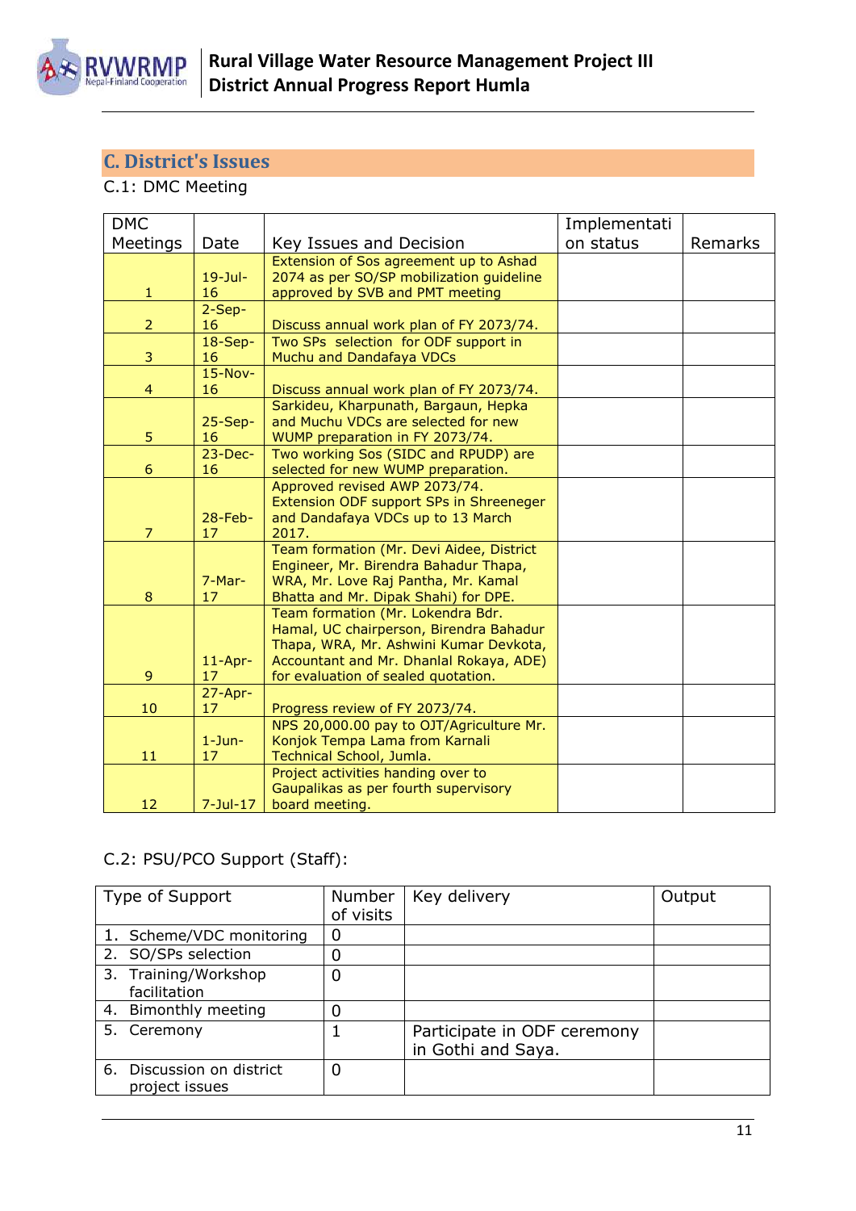## C. District's Issues

C.1: DMC Meeting

| DMC Meetings | Date | Key Issues and Decision | Implementation status | Remarks |
|---|---|---|---|---|
| 1 | 19-Jul-16 | Extension of Sos agreement up to Ashad 2074 as per SO/SP mobilization guideline approved by SVB and PMT meeting | | |
| 2 | 2-Sep-16 | Discuss annual work plan of FY 2073/74. | | |
| 3 | 18-Sep-16 | Two SPs selection for ODF support in Muchu and Dandafaya VDCs | | |
| 4 | 15-Nov-16 | Discuss annual work plan of FY 2073/74. | | |
| 5 | 25-Sep-16 | Sarkideu, Kharpunath, Bargaun, Hepka and Muchu VDCs are selected for new WUMP preparation in FY 2073/74. | | |
| 6 | 23-Dec-16 | Two working Sos (SIDC and RPUDP) are selected for new WUMP preparation. | | |
| 7 | 28-Feb-17 | Approved revised AWP 2073/74. Extension ODF support SPs in Shreeneger and Dandafaya VDCs up to 13 March 2017. | | |
| 8 | 7-Mar-17 | Team formation (Mr. Devi Aidee, District Engineer, Mr. Birendra Bahadur Thapa, WRA, Mr. Love Raj Pantha, Mr. Kamal Bhatta and Mr. Dipak Shahi) for DPE. | | |
| 9 | 11-Apr-17 | Team formation (Mr. Lokendra Bdr. Hamal, UC chairperson, Birendra Bahadur Thapa, WRA, Mr. Ashwini Kumar Devkota, Accountant and Mr. Dhanlal Rokaya, ADE) for evaluation of sealed quotation. | | |
| 10 | 27-Apr-17 | Progress review of FY 2073/74. | | |
| 11 | 1-Jun-17 | NPS 20,000.00 pay to OJT/Agriculture Mr. Konjok Tempa Lama from Karnali Technical School, Jumla. | | |
| 12 | 7-Jul-17 | Project activities handing over to Gaupalikas as per fourth supervisory board meeting. | | |

C.2: PSU/PCO Support (Staff):

| Type of Support | Number of visits | Key delivery | Output |
|---|---|---|---|
| 1. Scheme/VDC monitoring | 0 | | |
| 2. SO/SPs selection | 0 | | |
| 3. Training/Workshop facilitation | 0 | | |
| 4. Bimonthly meeting | 0 | | |
| 5. Ceremony | 1 | Participate in ODF ceremony in Gothi and Saya. | |
| 6. Discussion on district project issues | 0 | | |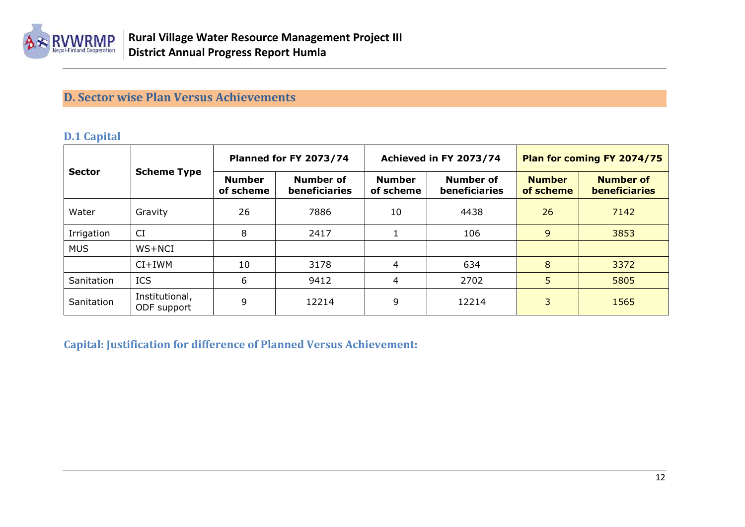## D. Sector wise Plan Versus Achievements

### D.1 Capital

| Sector | Scheme Type | Planned for FY 2073/74 | | Achieved in FY 2073/74 | | Plan for coming FY 2074/75 | |
|---|---|---|---|---|---|---|---|
| | | Number of scheme | Number of beneficiaries | Number of scheme | Number of beneficiaries | Number of scheme | Number of beneficiaries |
| Water | Gravity | 26 | 7886 | 10 | 4438 | 26 | 7142 |
| Irrigation | CI | 8 | 2417 | 1 | 106 | 9 | 3853 |
| MUS | WS+NCI | | | | | | |
| | CI+IWM | 10 | 3178 | 4 | 634 | 8 | 3372 |
| Sanitation | ICS | 6 | 9412 | 4 | 2702 | 5 | 5805 |
| Sanitation | Institutional, ODF support | 9 | 12214 | 9 | 12214 | 3 | 1565 |

**Capital: Justification for difference of Planned Versus Achievement:**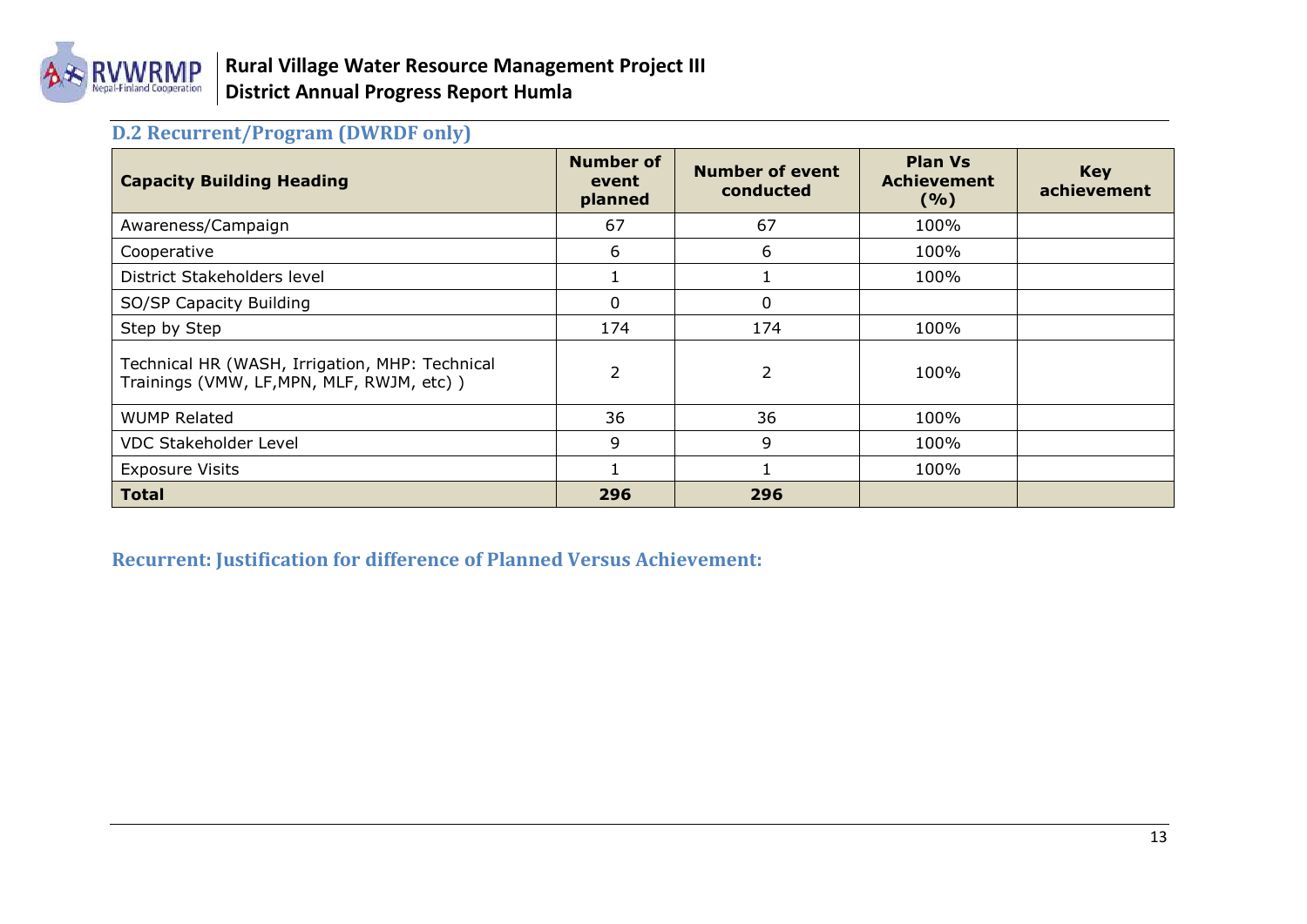## D.2 Recurrent/Program (DWRDF only)

| Capacity Building Heading | Number of event planned | Number of event conducted | Plan Vs Achievement (%) | Key achievement |
|---|---|---|---|---|
| Awareness/Campaign | 67 | 67 | 100% | |
| Cooperative | 6 | 6 | 100% | |
| District Stakeholders level | 1 | 1 | 100% | |
| SO/SP Capacity Building | 0 | 0 | | |
| Step by Step | 174 | 174 | 100% | |
| Technical HR (WASH, Irrigation, MHP: Technical Trainings (VMW, LF,MPN, MLF, RWJM, etc) ) | 2 | 2 | 100% | |
| WUMP Related | 36 | 36 | 100% | |
| VDC Stakeholder Level | 9 | 9 | 100% | |
| Exposure Visits | 1 | 1 | 100% | |
| **Total** | **296** | **296** | | |

### Recurrent: Justification for difference of Planned Versus Achievement: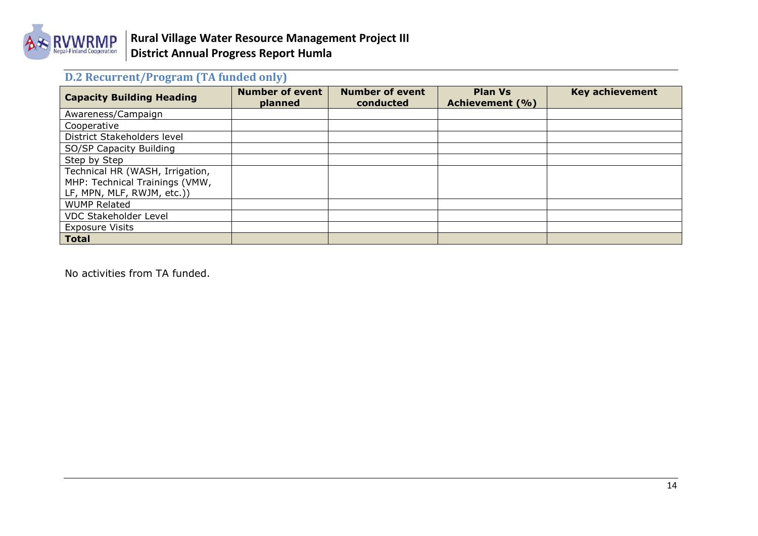## D.2 Recurrent/Program (TA funded only)

| Capacity Building Heading | Number of event planned | Number of event conducted | Plan Vs Achievement (%) | Key achievement |
| --- | --- | --- | --- | --- |
| Awareness/Campaign | | | | |
| Cooperative | | | | |
| District Stakeholders level | | | | |
| SO/SP Capacity Building | | | | |
| Step by Step | | | | |
| Technical HR (WASH, Irrigation, MHP: Technical Trainings (VMW, LF, MPN, MLF, RWJM, etc.)) | | | | |
| WUMP Related | | | | |
| VDC Stakeholder Level | | | | |
| Exposure Visits | | | | |
| **Total** | | | | |

No activities from TA funded.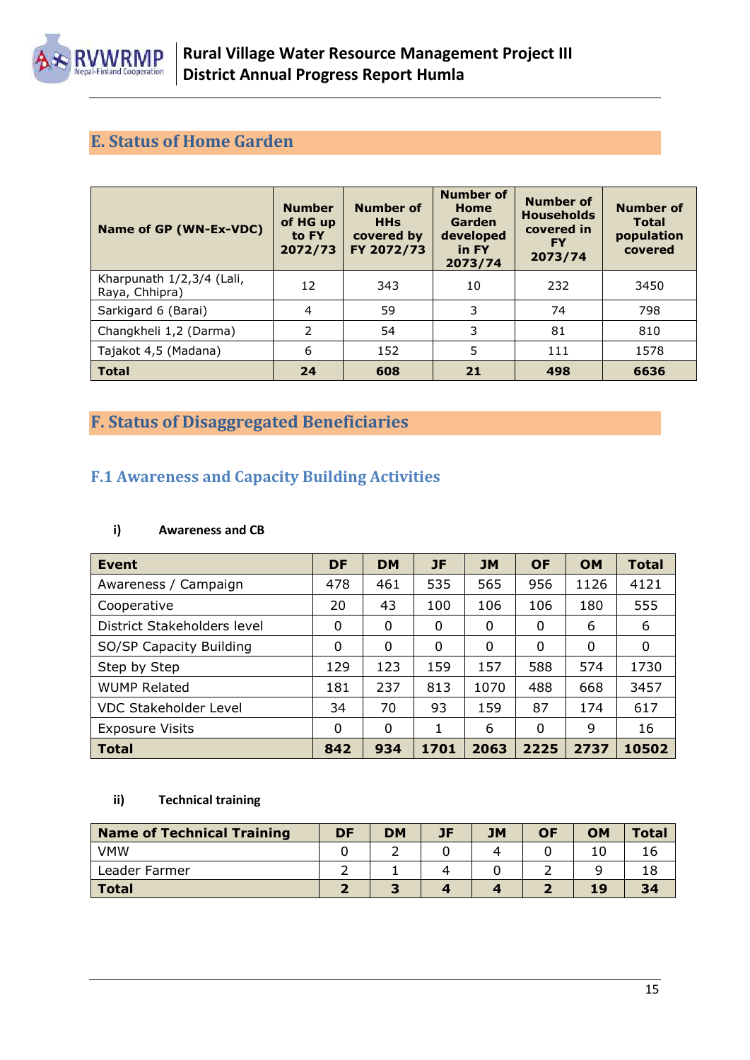## E. Status of Home Garden

| Name of GP (WN-Ex-VDC) | Number of HG up to FY 2072/73 | Number of HHs covered by FY 2072/73 | Number of Home Garden developed in FY 2073/74 | Number of Households covered in FY 2073/74 | Number of Total population covered |
|---|---|---|---|---|---|
| Kharpunath 1/2,3/4 (Lali, Raya, Chhipra) | 12 | 343 | 10 | 232 | 3450 |
| Sarkigard 6 (Barai) | 4 | 59 | 3 | 74 | 798 |
| Changkheli 1,2 (Darma) | 2 | 54 | 3 | 81 | 810 |
| Tajakot 4,5 (Madana) | 6 | 152 | 5 | 111 | 1578 |
| **Total** | **24** | **608** | **21** | **498** | **6636** |

## F. Status of Disaggregated Beneficiaries

### F.1 Awareness and Capacity Building Activities

#### i) Awareness and CB

| Event | DF | DM | JF | JM | OF | OM | Total |
|---|---|---|---|---|---|---|---|
| Awareness / Campaign | 478 | 461 | 535 | 565 | 956 | 1126 | 4121 |
| Cooperative | 20 | 43 | 100 | 106 | 106 | 180 | 555 |
| District Stakeholders level | 0 | 0 | 0 | 0 | 0 | 6 | 6 |
| SO/SP Capacity Building | 0 | 0 | 0 | 0 | 0 | 0 | 0 |
| Step by Step | 129 | 123 | 159 | 157 | 588 | 574 | 1730 |
| WUMP Related | 181 | 237 | 813 | 1070 | 488 | 668 | 3457 |
| VDC Stakeholder Level | 34 | 70 | 93 | 159 | 87 | 174 | 617 |
| Exposure Visits | 0 | 0 | 1 | 6 | 0 | 9 | 16 |
| **Total** | **842** | **934** | **1701** | **2063** | **2225** | **2737** | **10502** |

#### ii) Technical training

| Name of Technical Training | DF | DM | JF | JM | OF | OM | Total |
|---|---|---|---|---|---|---|---|
| VMW | 0 | 2 | 0 | 4 | 0 | 10 | 16 |
| Leader Farmer | 2 | 1 | 4 | 0 | 2 | 9 | 18 |
| **Total** | **2** | **3** | **4** | **4** | **2** | **19** | **34** |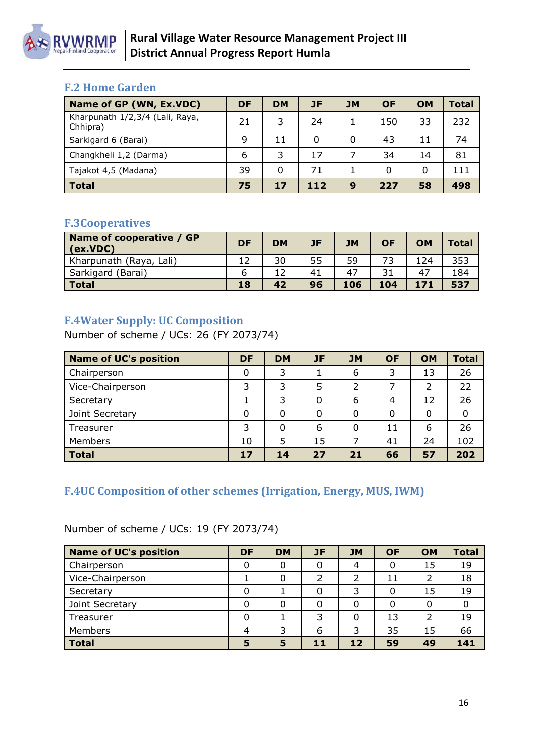### F.2 Home Garden

| Name of GP (WN, Ex.VDC) | DF | DM | JF | JM | OF | OM | Total |
|---|---|---|---|---|---|---|---|
| Kharpunath 1/2,3/4 (Lali, Raya, Chhipra) | 21 | 3 | 24 | 1 | 150 | 33 | 232 |
| Sarkigard 6 (Barai) | 9 | 11 | 0 | 0 | 43 | 11 | 74 |
| Changkheli 1,2 (Darma) | 6 | 3 | 17 | 7 | 34 | 14 | 81 |
| Tajakot 4,5 (Madana) | 39 | 0 | 71 | 1 | 0 | 0 | 111 |
| **Total** | **75** | **17** | **112** | **9** | **227** | **58** | **498** |

### F.3Cooperatives

| Name of cooperative / GP (ex.VDC) | DF | DM | JF | JM | OF | OM | Total |
|---|---|---|---|---|---|---|---|
| Kharpunath (Raya, Lali) | 12 | 30 | 55 | 59 | 73 | 124 | 353 |
| Sarkigard (Barai) | 6 | 12 | 41 | 47 | 31 | 47 | 184 |
| **Total** | **18** | **42** | **96** | **106** | **104** | **171** | **537** |

### F.4Water Supply: UC Composition

Number of scheme / UCs: 26 (FY 2073/74)

| Name of UC's position | DF | DM | JF | JM | OF | OM | Total |
|---|---|---|---|---|---|---|---|
| Chairperson | 0 | 3 | 1 | 6 | 3 | 13 | 26 |
| Vice-Chairperson | 3 | 3 | 5 | 2 | 7 | 2 | 22 |
| Secretary | 1 | 3 | 0 | 6 | 4 | 12 | 26 |
| Joint Secretary | 0 | 0 | 0 | 0 | 0 | 0 | 0 |
| Treasurer | 3 | 0 | 6 | 0 | 11 | 6 | 26 |
| Members | 10 | 5 | 15 | 7 | 41 | 24 | 102 |
| **Total** | **17** | **14** | **27** | **21** | **66** | **57** | **202** |

### F.4UC Composition of other schemes (Irrigation, Energy, MUS, IWM)

Number of scheme / UCs: 19 (FY 2073/74)

| Name of UC's position | DF | DM | JF | JM | OF | OM | Total |
|---|---|---|---|---|---|---|---|
| Chairperson | 0 | 0 | 0 | 4 | 0 | 15 | 19 |
| Vice-Chairperson | 1 | 0 | 2 | 2 | 11 | 2 | 18 |
| Secretary | 0 | 1 | 0 | 3 | 0 | 15 | 19 |
| Joint Secretary | 0 | 0 | 0 | 0 | 0 | 0 | 0 |
| Treasurer | 0 | 1 | 3 | 0 | 13 | 2 | 19 |
| Members | 4 | 3 | 6 | 3 | 35 | 15 | 66 |
| **Total** | **5** | **5** | **11** | **12** | **59** | **49** | **141** |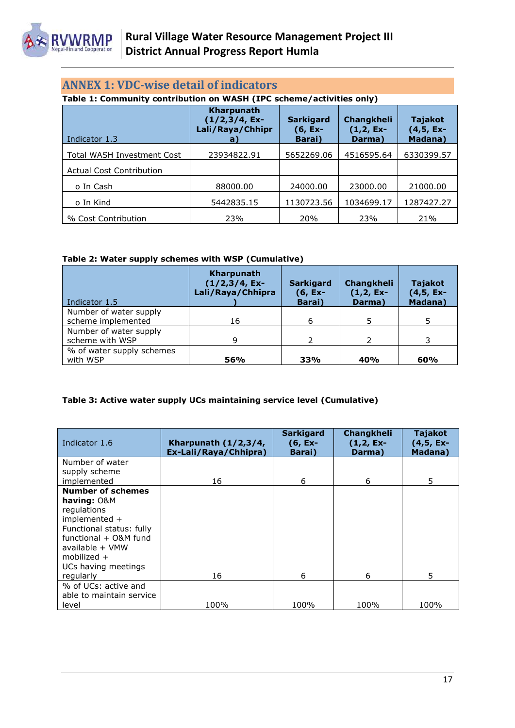## ANNEX 1: VDC-wise detail of indicators

**Table 1: Community contribution on WASH (IPC scheme/activities only)**

| Indicator 1.3 | Kharpunath (1/2,3/4, Ex-Lali/Raya/Chhipra) | Sarkigard (6, Ex-Barai) | Changkheli (1,2, Ex-Darma) | Tajakot (4,5, Ex-Madana) |
|---|---|---|---|---|
| Total WASH Investment Cost | 23934822.91 | 5652269.06 | 4516595.64 | 6330399.57 |
| Actual Cost Contribution | | | | |
| o In Cash | 88000.00 | 24000.00 | 23000.00 | 21000.00 |
| o In Kind | 5442835.15 | 1130723.56 | 1034699.17 | 1287427.27 |
| % Cost Contribution | 23% | 20% | 23% | 21% |

**Table 2: Water supply schemes with WSP (Cumulative)**

| Indicator 1.5 | Kharpunath (1/2,3/4, Ex-Lali/Raya/Chhipra) | Sarkigard (6, Ex-Barai) | Changkheli (1,2, Ex-Darma) | Tajakot (4,5, Ex-Madana) |
|---|---|---|---|---|
| Number of water supply scheme implemented | 16 | 6 | 5 | 5 |
| Number of water supply scheme with WSP | 9 | 2 | 2 | 3 |
| % of water supply schemes with WSP | **56%** | **33%** | **40%** | **60%** |

**Table 3: Active water supply UCs maintaining service level (Cumulative)**

| Indicator 1.6 | Kharpunath (1/2,3/4, Ex-Lali/Raya/Chhipra) | Sarkigard (6, Ex-Barai) | Changkheli (1,2, Ex-Darma) | Tajakot (4,5, Ex-Madana) |
|---|---|---|---|---|
| Number of water supply scheme implemented | 16 | 6 | 6 | 5 |
| **Number of schemes having:** O&M regulations implemented + Functional status: fully functional + O&M fund available + VMW mobilized + UCs having meetings regularly | 16 | 6 | 6 | 5 |
| % of UCs: active and able to maintain service level | 100% | 100% | 100% | 100% |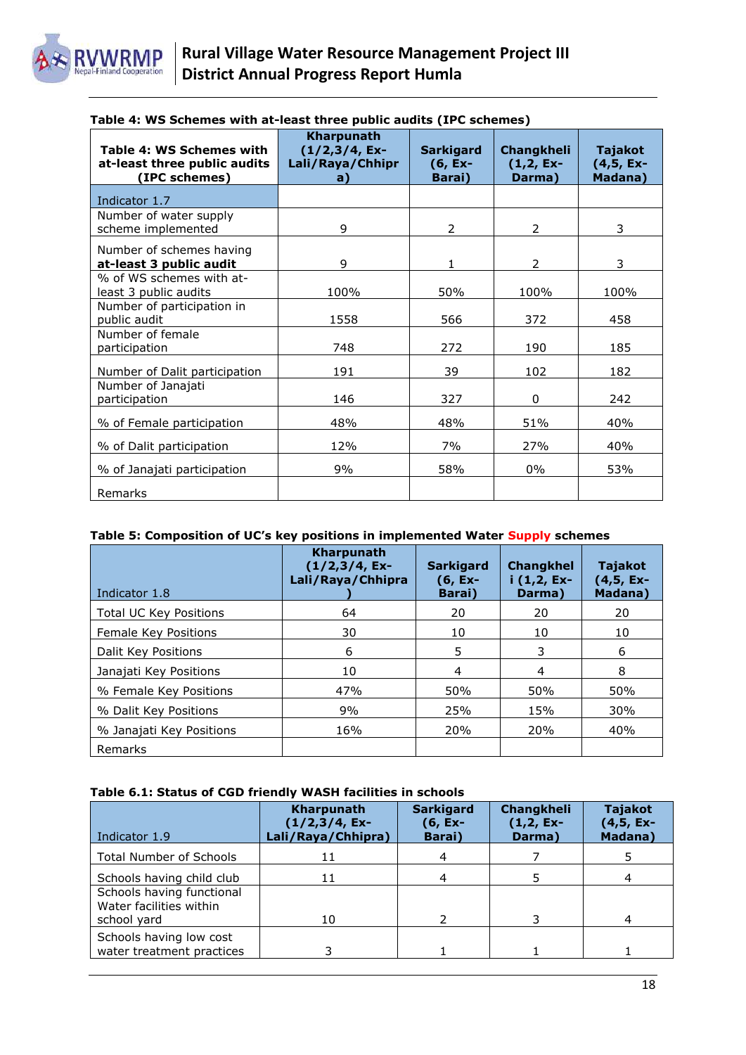**Table 4: WS Schemes with at-least three public audits (IPC schemes)**

| Table 4: WS Schemes with at-least three public audits (IPC schemes) | Kharpunath (1/2,3/4, Ex-Lali/Raya/Chhipra) | Sarkigard (6, Ex-Barai) | Changkheli (1,2, Ex-Darma) | Tajakot (4,5, Ex-Madana) |
|---|---|---|---|---|
| Indicator 1.7 | | | | |
| Number of water supply scheme implemented | 9 | 2 | 2 | 3 |
| Number of schemes having **at-least 3 public audit** | 9 | 1 | 2 | 3 |
| % of WS schemes with at-least 3 public audits | 100% | 50% | 100% | 100% |
| Number of participation in public audit | 1558 | 566 | 372 | 458 |
| Number of female participation | 748 | 272 | 190 | 185 |
| Number of Dalit participation | 191 | 39 | 102 | 182 |
| Number of Janajati participation | 146 | 327 | 0 | 242 |
| % of Female participation | 48% | 48% | 51% | 40% |
| % of Dalit participation | 12% | 7% | 27% | 40% |
| % of Janajati participation | 9% | 58% | 0% | 53% |
| Remarks | | | | |

**Table 5: Composition of UC's key positions in implemented Water Supply schemes**

| Indicator 1.8 | Kharpunath (1/2,3/4, Ex-Lali/Raya/Chhipra) | Sarkigard (6, Ex-Barai) | Changkheli (1,2, Ex-Darma) | Tajakot (4,5, Ex-Madana) |
|---|---|---|---|---|
| Total UC Key Positions | 64 | 20 | 20 | 20 |
| Female Key Positions | 30 | 10 | 10 | 10 |
| Dalit Key Positions | 6 | 5 | 3 | 6 |
| Janajati Key Positions | 10 | 4 | 4 | 8 |
| % Female Key Positions | 47% | 50% | 50% | 50% |
| % Dalit Key Positions | 9% | 25% | 15% | 30% |
| % Janajati Key Positions | 16% | 20% | 20% | 40% |
| Remarks | | | | |

**Table 6.1: Status of CGD friendly WASH facilities in schools**

| Indicator 1.9 | Kharpunath (1/2,3/4, Ex-Lali/Raya/Chhipra) | Sarkigard (6, Ex-Barai) | Changkheli (1,2, Ex-Darma) | Tajakot (4,5, Ex-Madana) |
|---|---|---|---|---|
| Total Number of Schools | 11 | 4 | 7 | 5 |
| Schools having child club | 11 | 4 | 5 | 4 |
| Schools having functional Water facilities within school yard | 10 | 2 | 3 | 4 |
| Schools having low cost water treatment practices | 3 | 1 | 1 | 1 |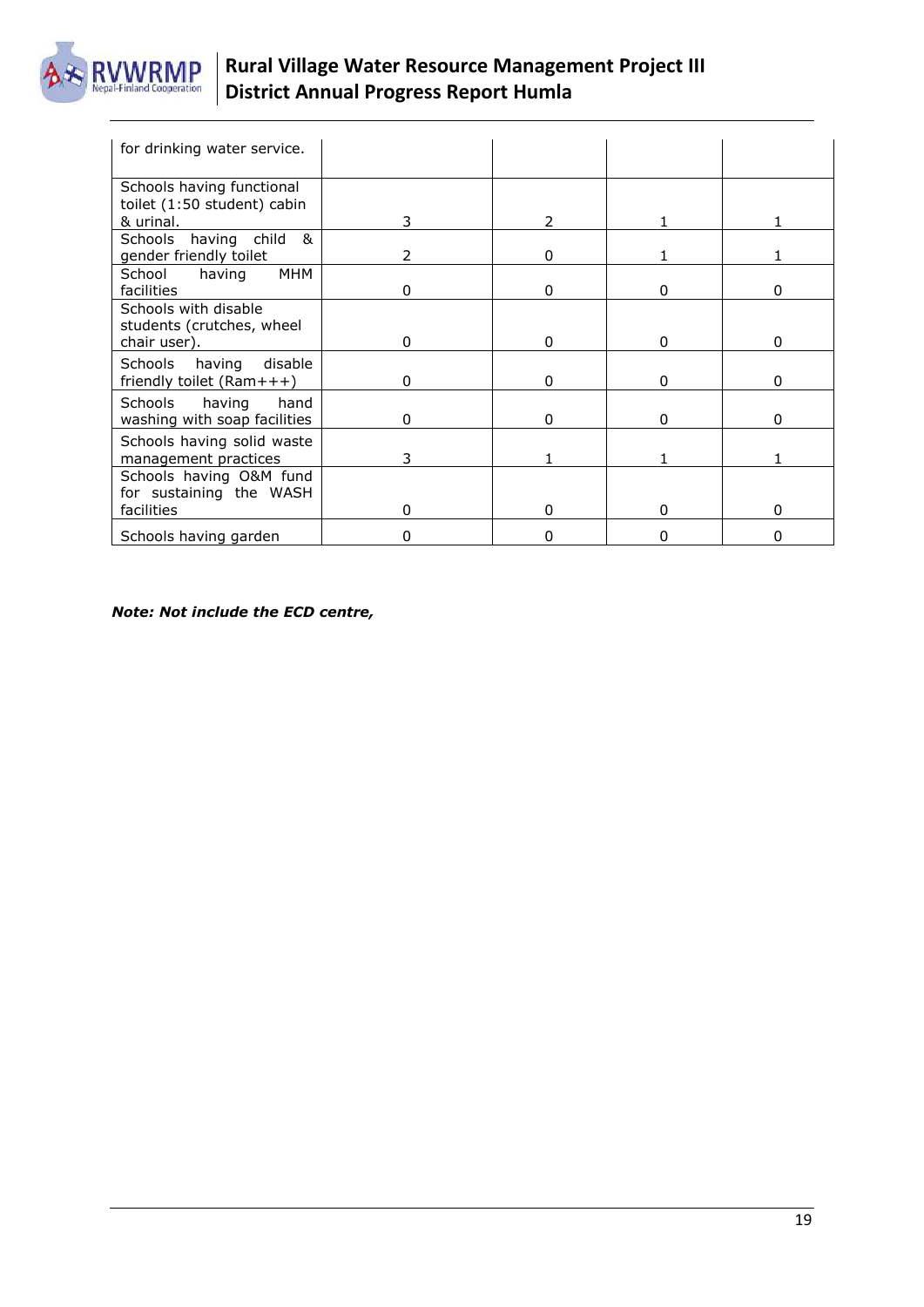| for drinking water service. | | | | |
|---|---|---|---|---|
| Schools having functional toilet (1:50 student) cabin & urinal. | 3 | 2 | 1 | 1 |
| Schools having child & gender friendly toilet | 2 | 0 | 1 | 1 |
| School having MHM facilities | 0 | 0 | 0 | 0 |
| Schools with disable students (crutches, wheel chair user). | 0 | 0 | 0 | 0 |
| Schools having disable friendly toilet (Ram+++) | 0 | 0 | 0 | 0 |
| Schools having hand washing with soap facilities | 0 | 0 | 0 | 0 |
| Schools having solid waste management practices | 3 | 1 | 1 | 1 |
| Schools having O&M fund for sustaining the WASH facilities | 0 | 0 | 0 | 0 |
| Schools having garden | 0 | 0 | 0 | 0 |

***Note: Not include the ECD centre,***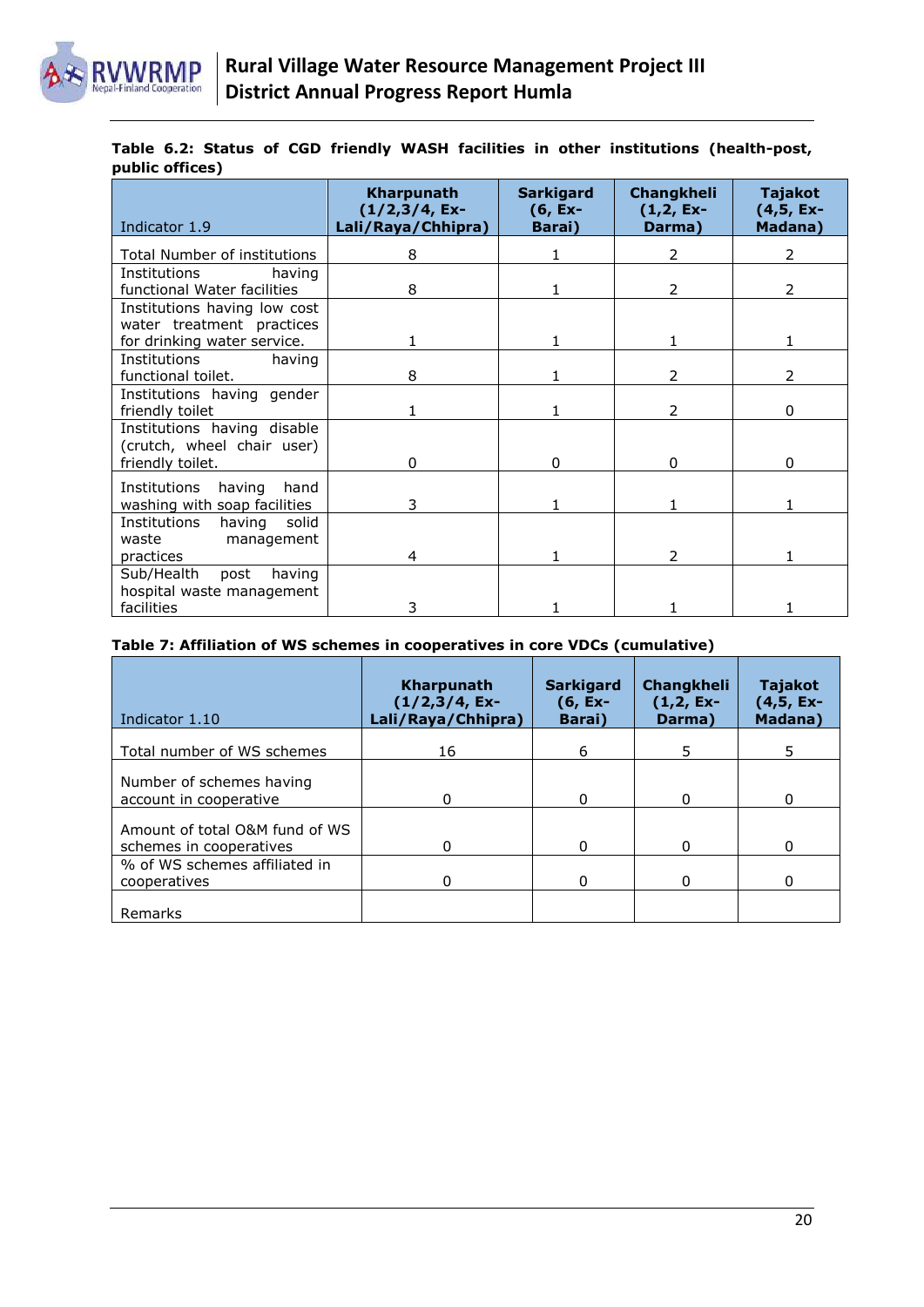**Table 6.2: Status of CGD friendly WASH facilities in other institutions (health-post, public offices)**

| Indicator 1.9 | Kharpunath (1/2,3/4, Ex-Lali/Raya/Chhipra) | Sarkigard (6, Ex-Barai) | Changkheli (1,2, Ex-Darma) | Tajakot (4,5, Ex-Madana) |
|---|---|---|---|---|
| Total Number of institutions | 8 | 1 | 2 | 2 |
| Institutions having functional Water facilities | 8 | 1 | 2 | 2 |
| Institutions having low cost water treatment practices for drinking water service. | 1 | 1 | 1 | 1 |
| Institutions having functional toilet. | 8 | 1 | 2 | 2 |
| Institutions having gender friendly toilet | 1 | 1 | 2 | 0 |
| Institutions having disable (crutch, wheel chair user) friendly toilet. | 0 | 0 | 0 | 0 |
| Institutions having hand washing with soap facilities | 3 | 1 | 1 | 1 |
| Institutions having solid waste management practices | 4 | 1 | 2 | 1 |
| Sub/Health post having hospital waste management facilities | 3 | 1 | 1 | 1 |

**Table 7: Affiliation of WS schemes in cooperatives in core VDCs (cumulative)**

| Indicator 1.10 | Kharpunath (1/2,3/4, Ex-Lali/Raya/Chhipra) | Sarkigard (6, Ex-Barai) | Changkheli (1,2, Ex-Darma) | Tajakot (4,5, Ex-Madana) |
|---|---|---|---|---|
| Total number of WS schemes | 16 | 6 | 5 | 5 |
| Number of schemes having account in cooperative | 0 | 0 | 0 | 0 |
| Amount of total O&M fund of WS schemes in cooperatives | 0 | 0 | 0 | 0 |
| % of WS schemes affiliated in cooperatives | 0 | 0 | 0 | 0 |
| Remarks | | | | |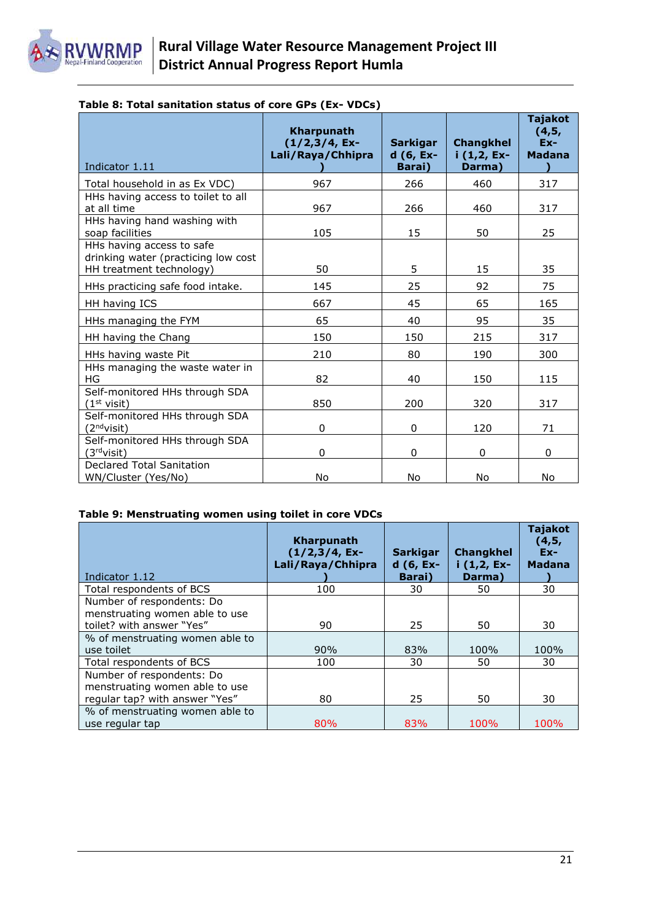**Table 8: Total sanitation status of core GPs (Ex- VDCs)**

| Indicator 1.11 | Kharpunath (1/2,3/4, Ex-Lali/Raya/Chhipra) | Sarkigard (6, Ex-Barai) | Changkheli (1,2, Ex-Darma) | Tajakot (4,5, Ex-Madana) |
|---|---|---|---|---|
| Total household in as Ex VDC) | 967 | 266 | 460 | 317 |
| HHs having access to toilet to all at all time | 967 | 266 | 460 | 317 |
| HHs having hand washing with soap facilities | 105 | 15 | 50 | 25 |
| HHs having access to safe drinking water (practicing low cost HH treatment technology) | 50 | 5 | 15 | 35 |
| HHs practicing safe food intake. | 145 | 25 | 92 | 75 |
| HH having ICS | 667 | 45 | 65 | 165 |
| HHs managing the FYM | 65 | 40 | 95 | 35 |
| HH having the Chang | 150 | 150 | 215 | 317 |
| HHs having waste Pit | 210 | 80 | 190 | 300 |
| HHs managing the waste water in HG | 82 | 40 | 150 | 115 |
| Self-monitored HHs through SDA (1st visit) | 850 | 200 | 320 | 317 |
| Self-monitored HHs through SDA (2nd visit) | 0 | 0 | 120 | 71 |
| Self-monitored HHs through SDA (3rd visit) | 0 | 0 | 0 | 0 |
| Declared Total Sanitation WN/Cluster (Yes/No) | No | No | No | No |

**Table 9: Menstruating women using toilet in core VDCs**

| Indicator 1.12 | Kharpunath (1/2,3/4, Ex-Lali/Raya/Chhipra) | Sarkigard (6, Ex-Barai) | Changkheli (1,2, Ex-Darma) | Tajakot (4,5, Ex-Madana) |
|---|---|---|---|---|
| Total respondents of BCS | 100 | 30 | 50 | 30 |
| Number of respondents: Do menstruating women able to use toilet? with answer "Yes" | 90 | 25 | 50 | 30 |
| % of menstruating women able to use toilet | 90% | 83% | 100% | 100% |
| Total respondents of BCS | 100 | 30 | 50 | 30 |
| Number of respondents: Do menstruating women able to use regular tap? with answer "Yes" | 80 | 25 | 50 | 30 |
| % of menstruating women able to use regular tap | 80% | 83% | 100% | 100% |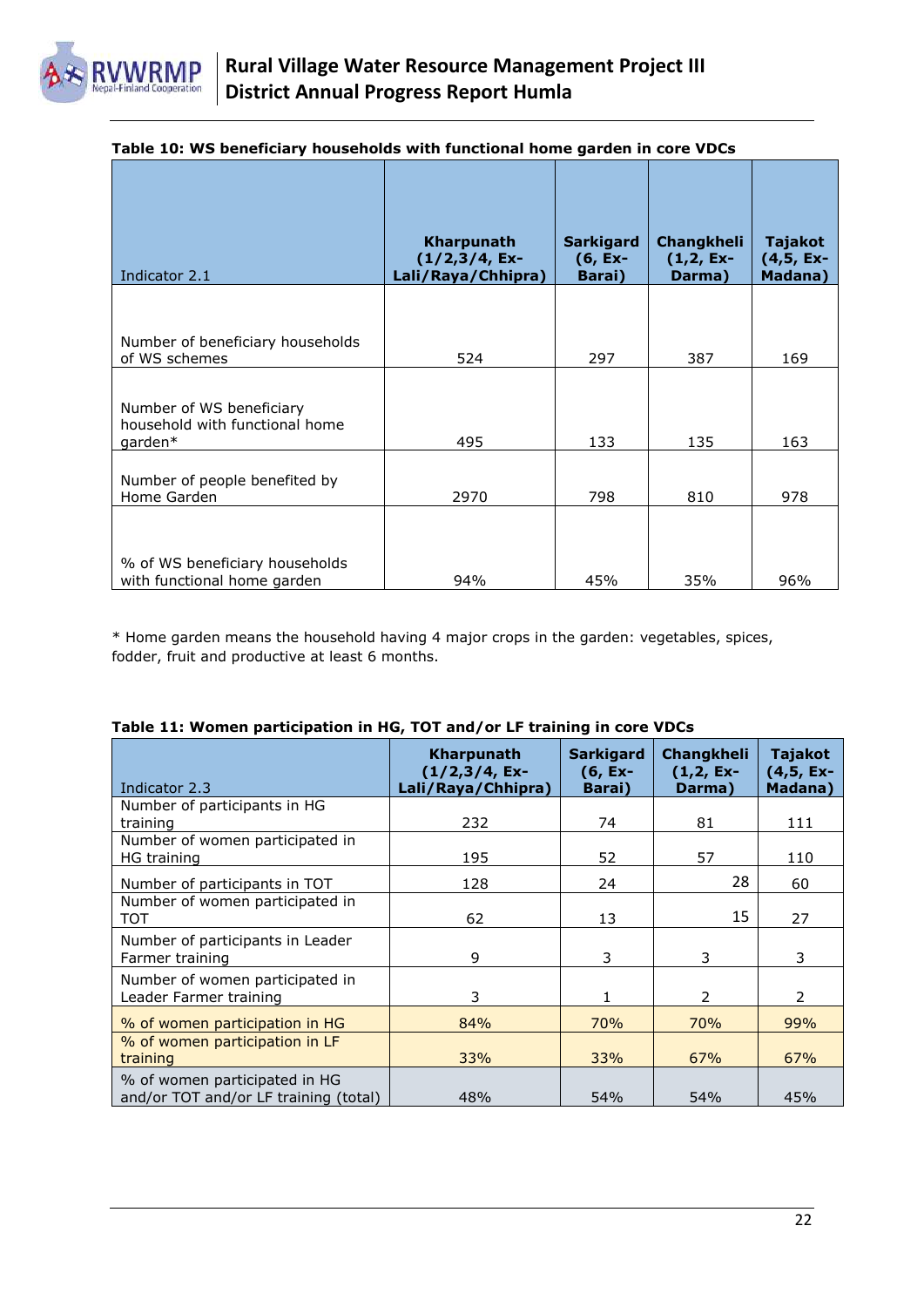**Table 10: WS beneficiary households with functional home garden in core VDCs**

| Indicator 2.1 | Kharpunath (1/2,3/4, Ex-Lali/Raya/Chhipra) | Sarkigard (6, Ex-Barai) | Changkheli (1,2, Ex-Darma) | Tajakot (4,5, Ex-Madana) |
|---|---|---|---|---|
| Number of beneficiary households of WS schemes | 524 | 297 | 387 | 169 |
| Number of WS beneficiary household with functional home garden* | 495 | 133 | 135 | 163 |
| Number of people benefited by Home Garden | 2970 | 798 | 810 | 978 |
| % of WS beneficiary households with functional home garden | 94% | 45% | 35% | 96% |

* Home garden means the household having 4 major crops in the garden: vegetables, spices, fodder, fruit and productive at least 6 months.

**Table 11: Women participation in HG, TOT and/or LF training in core VDCs**

| Indicator 2.3 | Kharpunath (1/2,3/4, Ex-Lali/Raya/Chhipra) | Sarkigard (6, Ex-Barai) | Changkheli (1,2, Ex-Darma) | Tajakot (4,5, Ex-Madana) |
|---|---|---|---|---|
| Number of participants in HG training | 232 | 74 | 81 | 111 |
| Number of women participated in HG training | 195 | 52 | 57 | 110 |
| Number of participants in TOT | 128 | 24 | 28 | 60 |
| Number of women participated in TOT | 62 | 13 | 15 | 27 |
| Number of participants in Leader Farmer training | 9 | 3 | 3 | 3 |
| Number of women participated in Leader Farmer training | 3 | 1 | 2 | 2 |
| % of women participation in HG | 84% | 70% | 70% | 99% |
| % of women participation in LF training | 33% | 33% | 67% | 67% |
| % of women participated in HG and/or TOT and/or LF training (total) | 48% | 54% | 54% | 45% |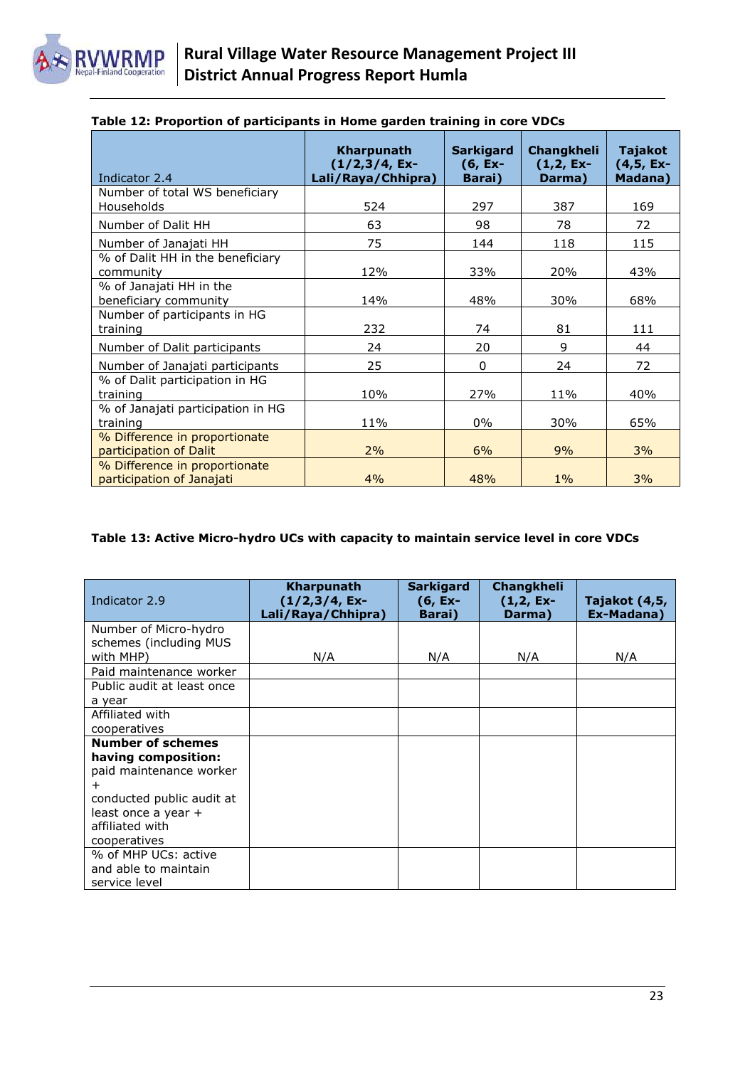**Table 12: Proportion of participants in Home garden training in core VDCs**

| Indicator 2.4 | Kharpunath (1/2,3/4, Ex-Lali/Raya/Chhipra) | Sarkigard (6, Ex-Barai) | Changkheli (1,2, Ex-Darma) | Tajakot (4,5, Ex-Madana) |
|---|---|---|---|---|
| Number of total WS beneficiary Households | 524 | 297 | 387 | 169 |
| Number of Dalit HH | 63 | 98 | 78 | 72 |
| Number of Janajati HH | 75 | 144 | 118 | 115 |
| % of Dalit HH in the beneficiary community | 12% | 33% | 20% | 43% |
| % of Janajati HH in the beneficiary community | 14% | 48% | 30% | 68% |
| Number of participants in HG training | 232 | 74 | 81 | 111 |
| Number of Dalit participants | 24 | 20 | 9 | 44 |
| Number of Janajati participants | 25 | 0 | 24 | 72 |
| % of Dalit participation in HG training | 10% | 27% | 11% | 40% |
| % of Janajati participation in HG training | 11% | 0% | 30% | 65% |
| % Difference in proportionate participation of Dalit | 2% | 6% | 9% | 3% |
| % Difference in proportionate participation of Janajati | 4% | 48% | 1% | 3% |

**Table 13: Active Micro-hydro UCs with capacity to maintain service level in core VDCs**

| Indicator 2.9 | Kharpunath (1/2,3/4, Ex-Lali/Raya/Chhipra) | Sarkigard (6, Ex-Barai) | Changkheli (1,2, Ex-Darma) | Tajakot (4,5, Ex-Madana) |
|---|---|---|---|---|
| Number of Micro-hydro schemes (including MUS with MHP) | N/A | N/A | N/A | N/A |
| Paid maintenance worker | | | | |
| Public audit at least once a year | | | | |
| Affiliated with cooperatives | | | | |
| **Number of schemes having composition:** paid maintenance worker + conducted public audit at least once a year + affiliated with cooperatives | | | | |
| % of MHP UCs: active and able to maintain service level | | | | |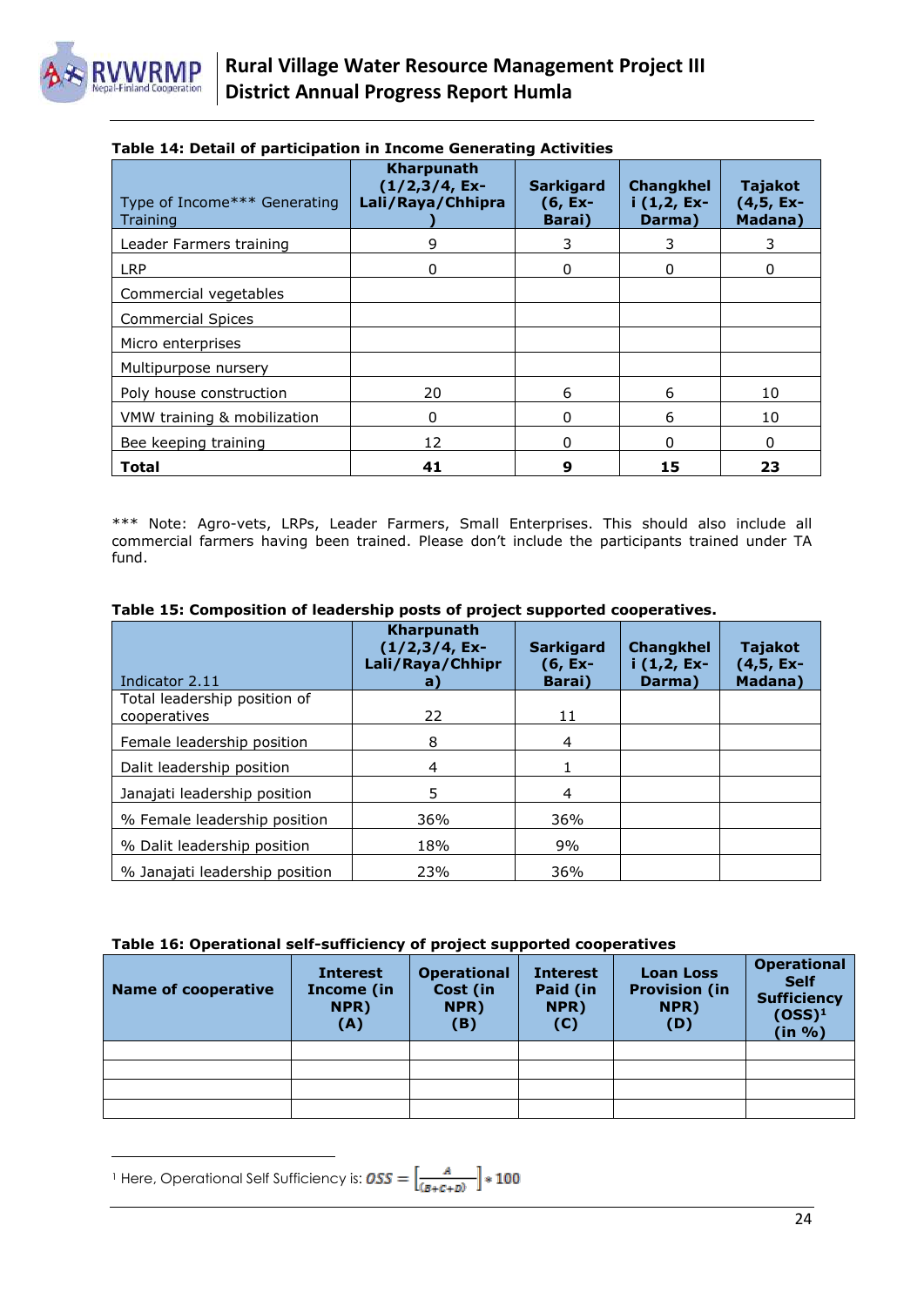**Table 14: Detail of participation in Income Generating Activities**

| Type of Income*** Generating Training | Kharpunath (1/2,3/4, Ex-Lali/Raya/Chhipra) | Sarkigard (6, Ex-Barai) | Changkheli (1,2, Ex-Darma) | Tajakot (4,5, Ex-Madana) |
|---|---|---|---|---|
| Leader Farmers training | 9 | 3 | 3 | 3 |
| LRP | 0 | 0 | 0 | 0 |
| Commercial vegetables | | | | |
| Commercial Spices | | | | |
| Micro enterprises | | | | |
| Multipurpose nursery | | | | |
| Poly house construction | 20 | 6 | 6 | 10 |
| VMW training & mobilization | 0 | 0 | 6 | 10 |
| Bee keeping training | 12 | 0 | 0 | 0 |
| **Total** | **41** | **9** | **15** | **23** |

*** Note: Agro-vets, LRPs, Leader Farmers, Small Enterprises. This should also include all commercial farmers having been trained. Please don't include the participants trained under TA fund.

**Table 15: Composition of leadership posts of project supported cooperatives.**

| Indicator 2.11 | Kharpunath (1/2,3/4, Ex-Lali/Raya/Chhipra) | Sarkigard (6, Ex-Barai) | Changkheli (1,2, Ex-Darma) | Tajakot (4,5, Ex-Madana) |
|---|---|---|---|---|
| Total leadership position of cooperatives | 22 | 11 | | |
| Female leadership position | 8 | 4 | | |
| Dalit leadership position | 4 | 1 | | |
| Janajati leadership position | 5 | 4 | | |
| % Female leadership position | 36% | 36% | | |
| % Dalit leadership position | 18% | 9% | | |
| % Janajati leadership position | 23% | 36% | | |

**Table 16: Operational self-sufficiency of project supported cooperatives**

| Name of cooperative | Interest Income (in NPR) (A) | Operational Cost (in NPR) (B) | Interest Paid (in NPR) (C) | Loan Loss Provision (in NPR) (D) | Operational Self Sufficiency (OSS)[1] (in %) |
|---|---|---|---|---|---|
| | | | | | |
| | | | | | |
| | | | | | |
| | | | | | |

[1] Here, Operational Self Sufficiency is: $OSS = \left[\frac{A}{(B+C+D)}\right] * 100$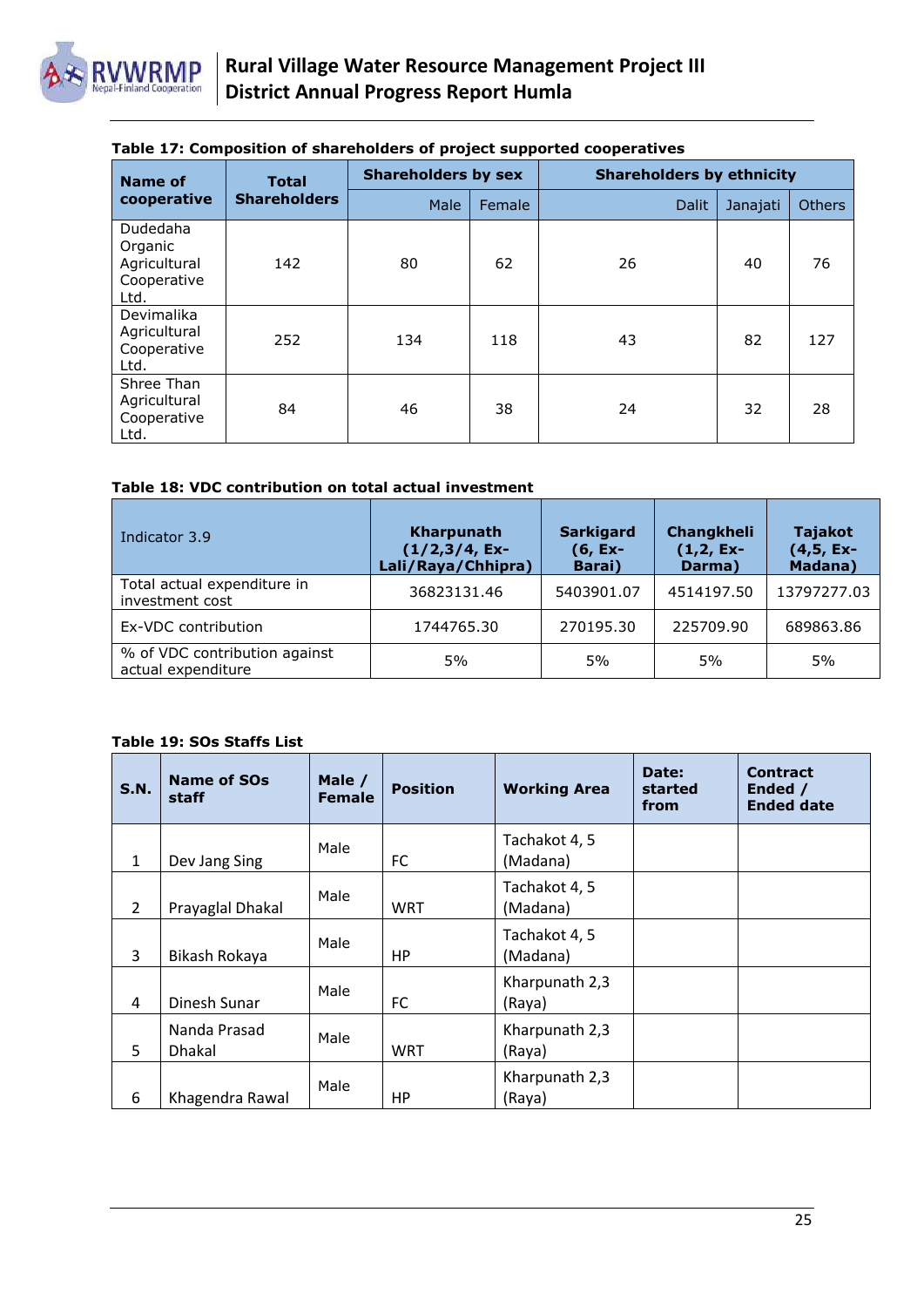**Table 17: Composition of shareholders of project supported cooperatives**

| Name of cooperative | Total Shareholders | Shareholders by sex | | Shareholders by ethnicity | | |
|---|---|---|---|---|---|---|
| | | Male | Female | Dalit | Janajati | Others |
| Dudedaha Organic Agricultural Cooperative Ltd. | 142 | 80 | 62 | 26 | 40 | 76 |
| Devimalika Agricultural Cooperative Ltd. | 252 | 134 | 118 | 43 | 82 | 127 |
| Shree Than Agricultural Cooperative Ltd. | 84 | 46 | 38 | 24 | 32 | 28 |

**Table 18: VDC contribution on total actual investment**

| Indicator 3.9 | Kharpunath (1/2,3/4, Ex-Lali/Raya/Chhipra) | Sarkigard (6, Ex-Barai) | Changkheli (1,2, Ex-Darma) | Tajakot (4,5, Ex-Madana) |
|---|---|---|---|---|
| Total actual expenditure in investment cost | 36823131.46 | 5403901.07 | 4514197.50 | 13797277.03 |
| Ex-VDC contribution | 1744765.30 | 270195.30 | 225709.90 | 689863.86 |
| % of VDC contribution against actual expenditure | 5% | 5% | 5% | 5% |

**Table 19: SOs Staffs List**

| S.N. | Name of SOs staff | Male / Female | Position | Working Area | Date: started from | Contract Ended / Ended date |
|---|---|---|---|---|---|---|
| 1 | Dev Jang Sing | Male | FC | Tachakot 4, 5 (Madana) | | |
| 2 | Prayaglal Dhakal | Male | WRT | Tachakot 4, 5 (Madana) | | |
| 3 | Bikash Rokaya | Male | HP | Tachakot 4, 5 (Madana) | | |
| 4 | Dinesh Sunar | Male | FC | Kharpunath 2,3 (Raya) | | |
| 5 | Nanda Prasad Dhakal | Male | WRT | Kharpunath 2,3 (Raya) | | |
| 6 | Khagendra Rawal | Male | HP | Kharpunath 2,3 (Raya) | | |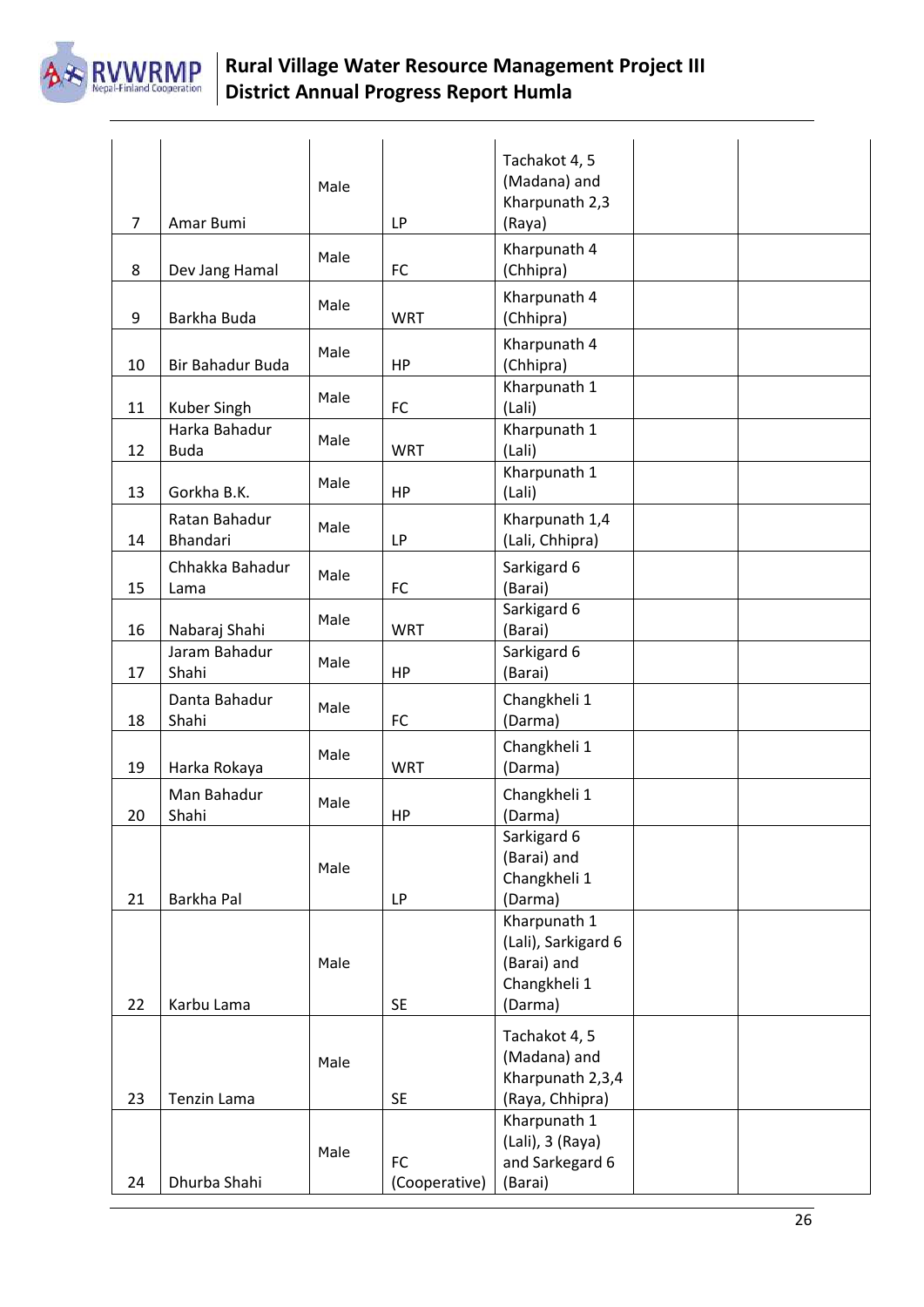| | | | | | | |
|---|---|---|---|---|---|---|
| 7 | Amar Bumi | Male | LP | Tachakot 4, 5 (Madana) and Kharpunath 2,3 (Raya) | | |
| 8 | Dev Jang Hamal | Male | FC | Kharpunath 4 (Chhipra) | | |
| 9 | Barkha Buda | Male | WRT | Kharpunath 4 (Chhipra) | | |
| 10 | Bir Bahadur Buda | Male | HP | Kharpunath 4 (Chhipra) | | |
| 11 | Kuber Singh | Male | FC | Kharpunath 1 (Lali) | | |
| 12 | Harka Bahadur Buda | Male | WRT | Kharpunath 1 (Lali) | | |
| 13 | Gorkha B.K. | Male | HP | Kharpunath 1 (Lali) | | |
| 14 | Ratan Bahadur Bhandari | Male | LP | Kharpunath 1,4 (Lali, Chhipra) | | |
| 15 | Chhakka Bahadur Lama | Male | FC | Sarkigard 6 (Barai) | | |
| 16 | Nabaraj Shahi | Male | WRT | Sarkigard 6 (Barai) | | |
| 17 | Jaram Bahadur Shahi | Male | HP | Sarkigard 6 (Barai) | | |
| 18 | Danta Bahadur Shahi | Male | FC | Changkheli 1 (Darma) | | |
| 19 | Harka Rokaya | Male | WRT | Changkheli 1 (Darma) | | |
| 20 | Man Bahadur Shahi | Male | HP | Changkheli 1 (Darma) | | |
| 21 | Barkha Pal | Male | LP | Sarkigard 6 (Barai) and Changkheli 1 (Darma) | | |
| 22 | Karbu Lama | Male | SE | Kharpunath 1 (Lali), Sarkigard 6 (Barai) and Changkheli 1 (Darma) | | |
| 23 | Tenzin Lama | Male | SE | Tachakot 4, 5 (Madana) and Kharpunath 2,3,4 (Raya, Chhipra) | | |
| 24 | Dhurba Shahi | Male | FC (Cooperative) | Kharpunath 1 (Lali), 3 (Raya) and Sarkegard 6 (Barai) | | |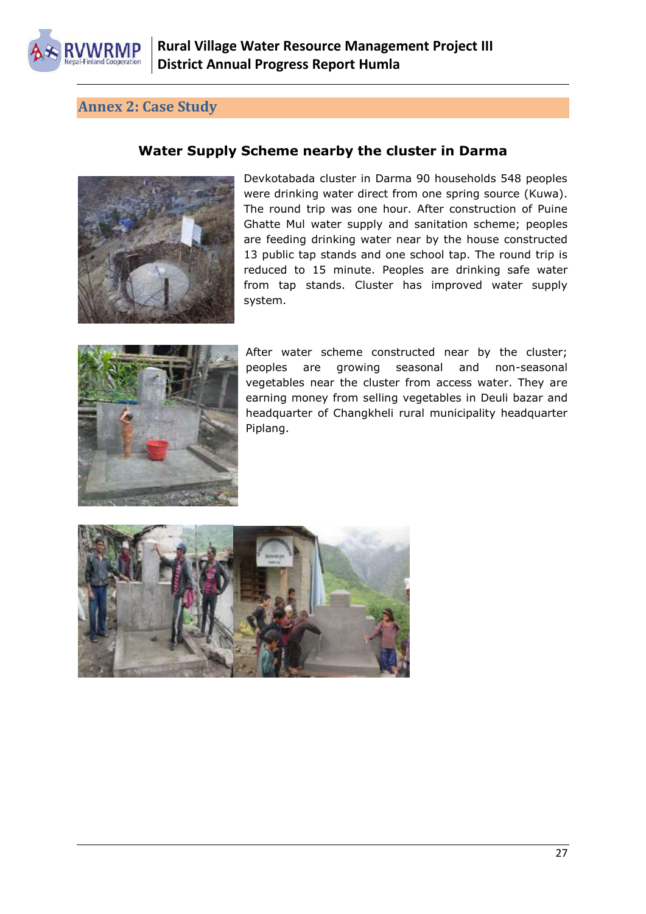## Annex 2: Case Study

### Water Supply Scheme nearby the cluster in Darma

Devkotabada cluster in Darma 90 households 548 peoples were drinking water direct from one spring source (Kuwa). The round trip was one hour. After construction of Puine Ghatte Mul water supply and sanitation scheme; peoples are feeding drinking water near by the house constructed 13 public tap stands and one school tap. The round trip is reduced to 15 minute. Peoples are drinking safe water from tap stands. Cluster has improved water supply system.

After water scheme constructed near by the cluster; peoples are growing seasonal and non-seasonal vegetables near the cluster from access water. They are earning money from selling vegetables in Deuli bazar and headquarter of Changkheli rural municipality headquarter Piplang.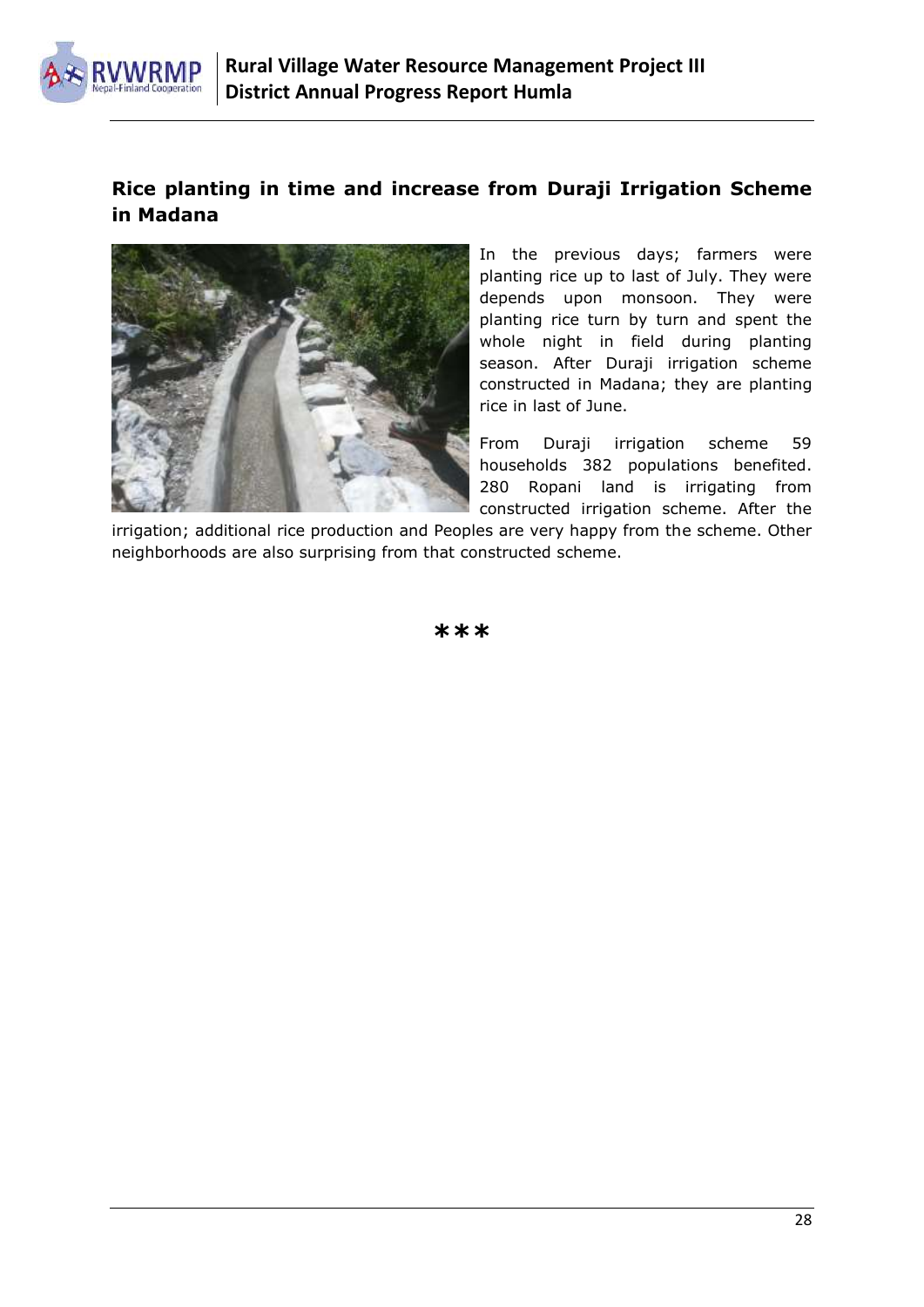## Rice planting in time and increase from Duraji Irrigation Scheme in Madana

In the previous days; farmers were planting rice up to last of July. They were depends upon monsoon. They were planting rice turn by turn and spent the whole night in field during planting season. After Duraji irrigation scheme constructed in Madana; they are planting rice in last of June.

From Duraji irrigation scheme 59 households 382 populations benefited. 280 Ropani land is irrigating from constructed irrigation scheme. After the irrigation; additional rice production and Peoples are very happy from the scheme. Other neighborhoods are also surprising from that constructed scheme.

***